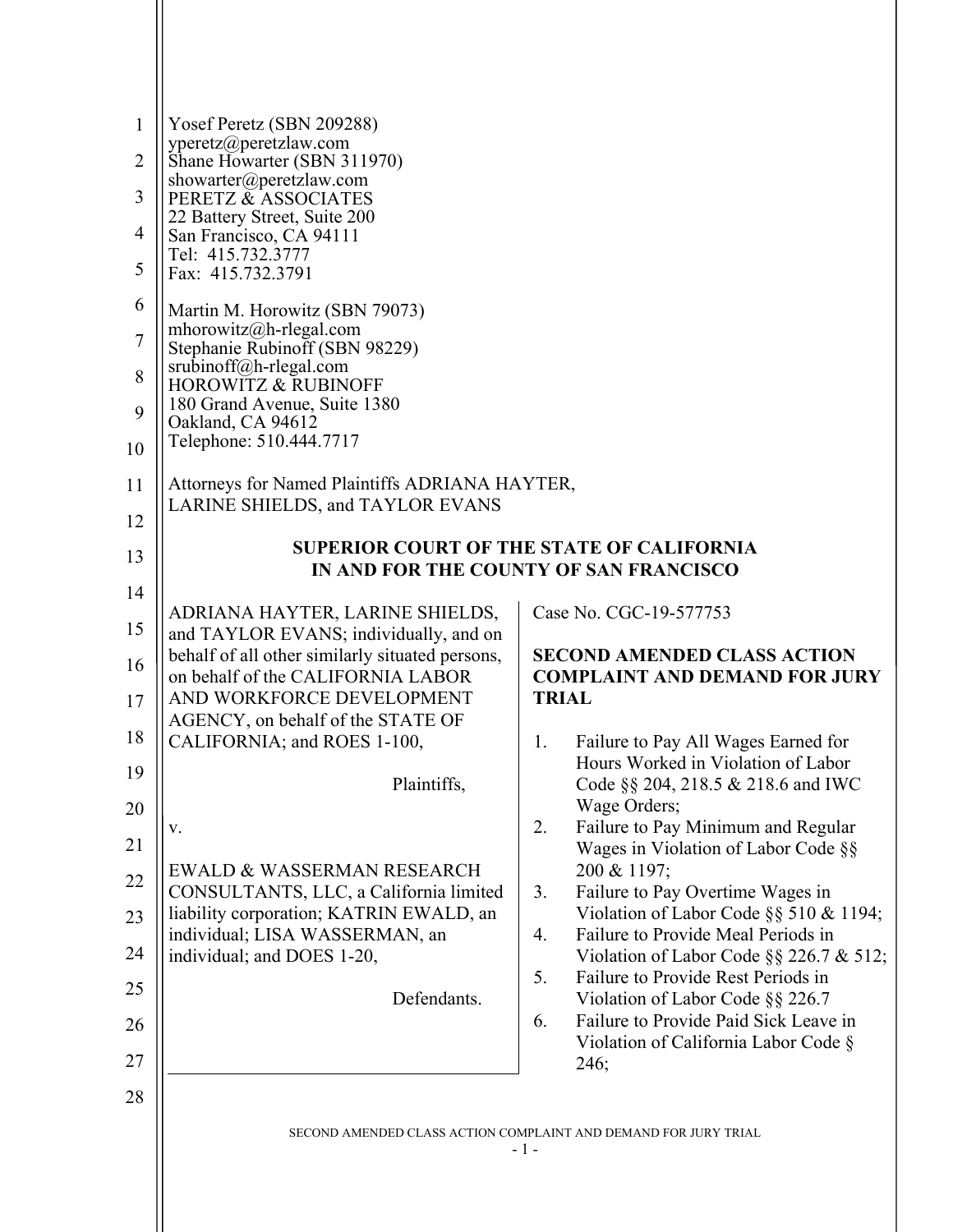Yosef Peretz (SBN 209288)
yperetz@peretzlaw.com
Shane Howarter (SBN 311970)
showarter@peretzlaw.com
PERETZ & ASSOCIATES
22 Battery Street, Suite 200
San Francisco, CA 94111
Tel: 415.732.3777
Fax: 415.732.3791

Martin M. Horowitz (SBN 79073)
mhorowitz@h-rlegal.com
Stephanie Rubinoff (SBN 98229)
srubinoff@h-rlegal.com
HOROWITZ & RUBINOFF
180 Grand Avenue, Suite 1380
Oakland, CA 94612
Telephone: 510.444.7717

Attorneys for Named Plaintiffs ADRIANA HAYTER, LARINE SHIELDS, and TAYLOR EVANS

**SUPERIOR COURT OF THE STATE OF CALIFORNIA**
**IN AND FOR THE COUNTY OF SAN FRANCISCO**

ADRIANA HAYTER, LARINE SHIELDS, and TAYLOR EVANS; individually, and on behalf of all other similarly situated persons, on behalf of the CALIFORNIA LABOR AND WORKFORCE DEVELOPMENT AGENCY, on behalf of the STATE OF CALIFORNIA; and ROES 1-100,

Plaintiffs,

v.

EWALD & WASSERMAN RESEARCH CONSULTANTS, LLC, a California limited liability corporation; KATRIN EWALD, an individual; LISA WASSERMAN, an individual; and DOES 1-20,

Defendants.

Case No. CGC-19-577753

**SECOND AMENDED CLASS ACTION COMPLAINT AND DEMAND FOR JURY TRIAL**

1. Failure to Pay All Wages Earned for Hours Worked in Violation of Labor Code §§ 204, 218.5 & 218.6 and IWC Wage Orders;
2. Failure to Pay Minimum and Regular Wages in Violation of Labor Code §§ 200 & 1197;
3. Failure to Pay Overtime Wages in Violation of Labor Code §§ 510 & 1194;
4. Failure to Provide Meal Periods in Violation of Labor Code §§ 226.7 & 512;
5. Failure to Provide Rest Periods in Violation of Labor Code §§ 226.7
6. Failure to Provide Paid Sick Leave in Violation of California Labor Code § 246;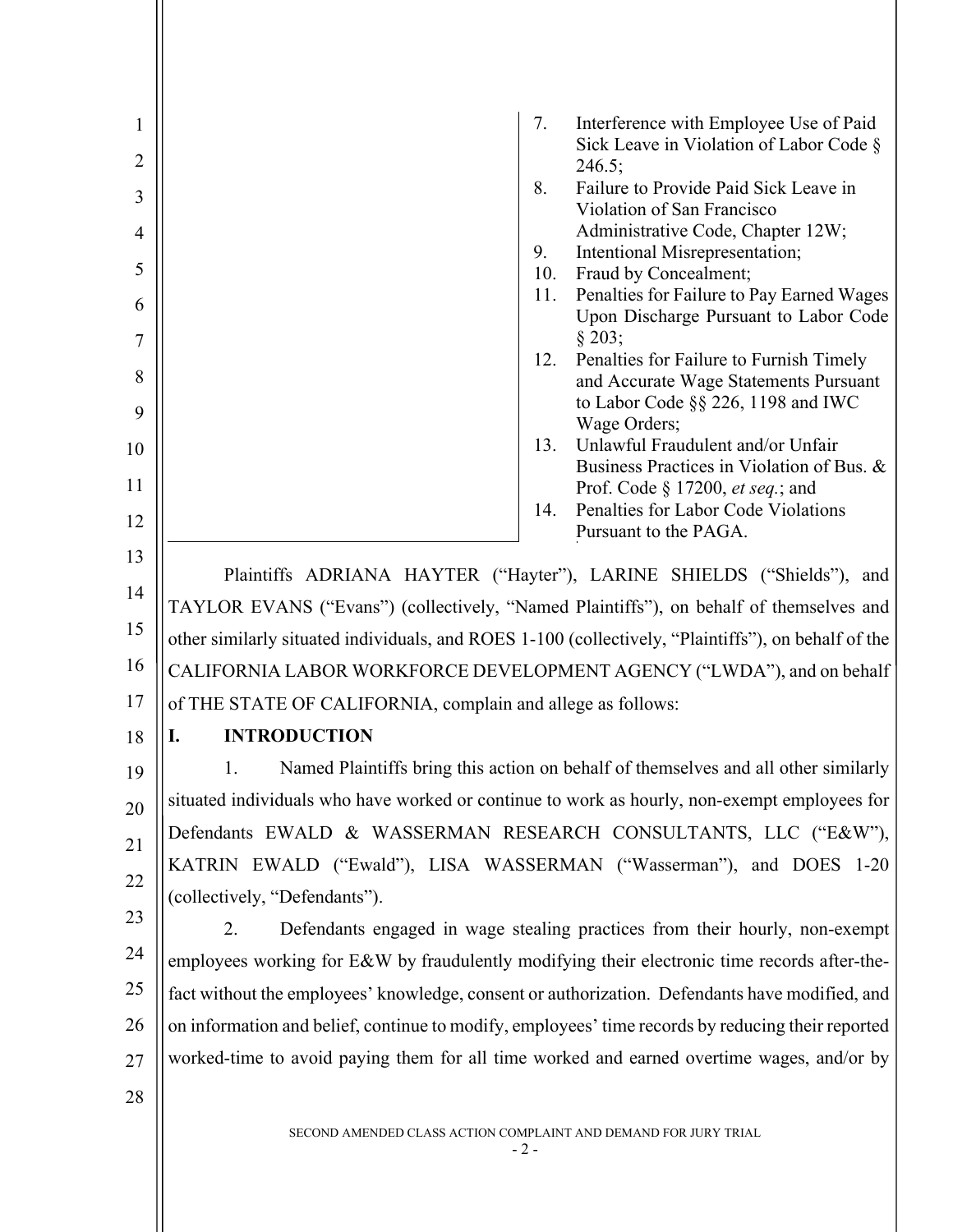7. Interference with Employee Use of Paid Sick Leave in Violation of Labor Code § 246.5;
8. Failure to Provide Paid Sick Leave in Violation of San Francisco Administrative Code, Chapter 12W;
9. Intentional Misrepresentation;
10. Fraud by Concealment;
11. Penalties for Failure to Pay Earned Wages Upon Discharge Pursuant to Labor Code § 203;
12. Penalties for Failure to Furnish Timely and Accurate Wage Statements Pursuant to Labor Code §§ 226, 1198 and IWC Wage Orders;
13. Unlawful Fraudulent and/or Unfair Business Practices in Violation of Bus. & Prof. Code § 17200, *et seq.*; and
14. Penalties for Labor Code Violations Pursuant to the PAGA.

Plaintiffs ADRIANA HAYTER ("Hayter"), LARINE SHIELDS ("Shields"), and TAYLOR EVANS ("Evans") (collectively, "Named Plaintiffs"), on behalf of themselves and other similarly situated individuals, and ROES 1-100 (collectively, "Plaintiffs"), on behalf of the CALIFORNIA LABOR WORKFORCE DEVELOPMENT AGENCY ("LWDA"), and on behalf of THE STATE OF CALIFORNIA, complain and allege as follows:

## I. INTRODUCTION

1. Named Plaintiffs bring this action on behalf of themselves and all other similarly situated individuals who have worked or continue to work as hourly, non-exempt employees for Defendants EWALD & WASSERMAN RESEARCH CONSULTANTS, LLC ("E&W"), KATRIN EWALD ("Ewald"), LISA WASSERMAN ("Wasserman"), and DOES 1-20 (collectively, "Defendants").

2. Defendants engaged in wage stealing practices from their hourly, non-exempt employees working for E&W by fraudulently modifying their electronic time records after-the-fact without the employees' knowledge, consent or authorization. Defendants have modified, and on information and belief, continue to modify, employees' time records by reducing their reported worked-time to avoid paying them for all time worked and earned overtime wages, and/or by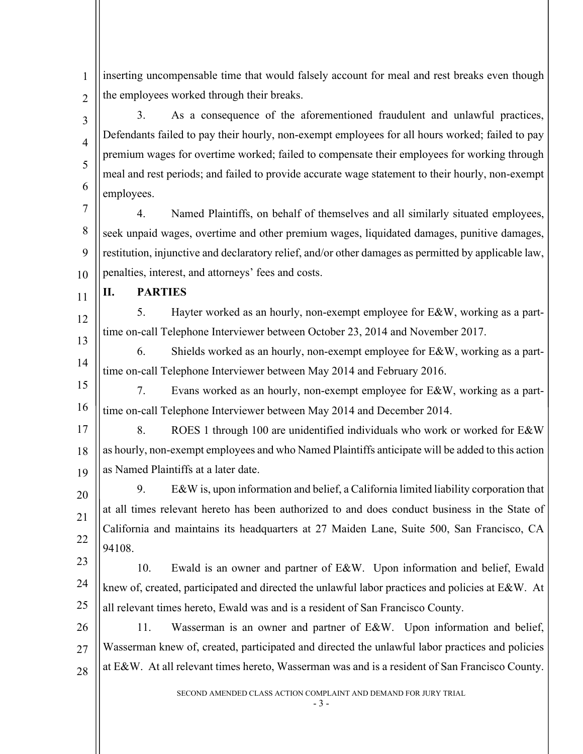inserting uncompensable time that would falsely account for meal and rest breaks even though the employees worked through their breaks.

3. As a consequence of the aforementioned fraudulent and unlawful practices, Defendants failed to pay their hourly, non-exempt employees for all hours worked; failed to pay premium wages for overtime worked; failed to compensate their employees for working through meal and rest periods; and failed to provide accurate wage statement to their hourly, non-exempt employees.

4. Named Plaintiffs, on behalf of themselves and all similarly situated employees, seek unpaid wages, overtime and other premium wages, liquidated damages, punitive damages, restitution, injunctive and declaratory relief, and/or other damages as permitted by applicable law, penalties, interest, and attorneys' fees and costs.

## II. PARTIES

5. Hayter worked as an hourly, non-exempt employee for E&W, working as a part-time on-call Telephone Interviewer between October 23, 2014 and November 2017.

6. Shields worked as an hourly, non-exempt employee for E&W, working as a part-time on-call Telephone Interviewer between May 2014 and February 2016.

7. Evans worked as an hourly, non-exempt employee for E&W, working as a part-time on-call Telephone Interviewer between May 2014 and December 2014.

8. ROES 1 through 100 are unidentified individuals who work or worked for E&W as hourly, non-exempt employees and who Named Plaintiffs anticipate will be added to this action as Named Plaintiffs at a later date.

9. E&W is, upon information and belief, a California limited liability corporation that at all times relevant hereto has been authorized to and does conduct business in the State of California and maintains its headquarters at 27 Maiden Lane, Suite 500, San Francisco, CA 94108.

10. Ewald is an owner and partner of E&W. Upon information and belief, Ewald knew of, created, participated and directed the unlawful labor practices and policies at E&W. At all relevant times hereto, Ewald was and is a resident of San Francisco County.

11. Wasserman is an owner and partner of E&W. Upon information and belief, Wasserman knew of, created, participated and directed the unlawful labor practices and policies at E&W. At all relevant times hereto, Wasserman was and is a resident of San Francisco County.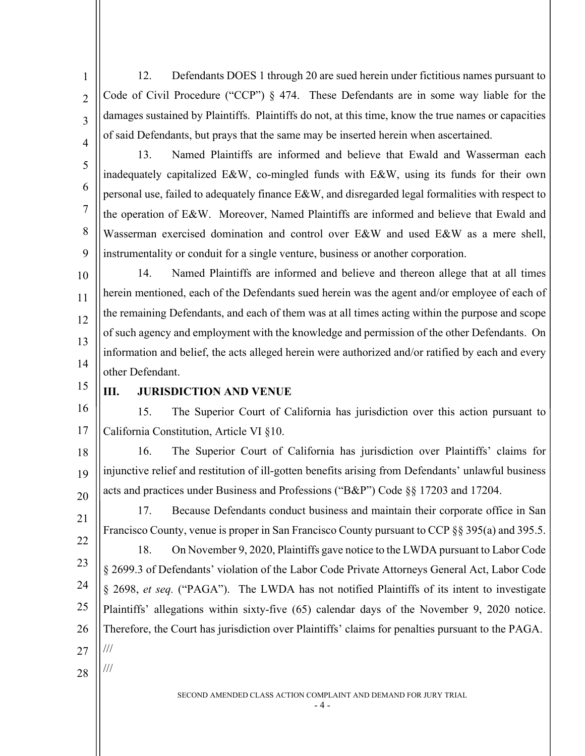12. Defendants DOES 1 through 20 are sued herein under fictitious names pursuant to Code of Civil Procedure ("CCP") § 474. These Defendants are in some way liable for the damages sustained by Plaintiffs. Plaintiffs do not, at this time, know the true names or capacities of said Defendants, but prays that the same may be inserted herein when ascertained.

13. Named Plaintiffs are informed and believe that Ewald and Wasserman each inadequately capitalized E&W, co-mingled funds with E&W, using its funds for their own personal use, failed to adequately finance E&W, and disregarded legal formalities with respect to the operation of E&W. Moreover, Named Plaintiffs are informed and believe that Ewald and Wasserman exercised domination and control over E&W and used E&W as a mere shell, instrumentality or conduit for a single venture, business or another corporation.

14. Named Plaintiffs are informed and believe and thereon allege that at all times herein mentioned, each of the Defendants sued herein was the agent and/or employee of each of the remaining Defendants, and each of them was at all times acting within the purpose and scope of such agency and employment with the knowledge and permission of the other Defendants. On information and belief, the acts alleged herein were authorized and/or ratified by each and every other Defendant.

## III. JURISDICTION AND VENUE

15. The Superior Court of California has jurisdiction over this action pursuant to California Constitution, Article VI §10.

16. The Superior Court of California has jurisdiction over Plaintiffs' claims for injunctive relief and restitution of ill-gotten benefits arising from Defendants' unlawful business acts and practices under Business and Professions ("B&P") Code §§ 17203 and 17204.

17. Because Defendants conduct business and maintain their corporate office in San Francisco County, venue is proper in San Francisco County pursuant to CCP §§ 395(a) and 395.5.

18. On November 9, 2020, Plaintiffs gave notice to the LWDA pursuant to Labor Code § 2699.3 of Defendants' violation of the Labor Code Private Attorneys General Act, Labor Code § 2698, *et seq.* ("PAGA"). The LWDA has not notified Plaintiffs of its intent to investigate Plaintiffs' allegations within sixty-five (65) calendar days of the November 9, 2020 notice. Therefore, the Court has jurisdiction over Plaintiffs' claims for penalties pursuant to the PAGA.

///

///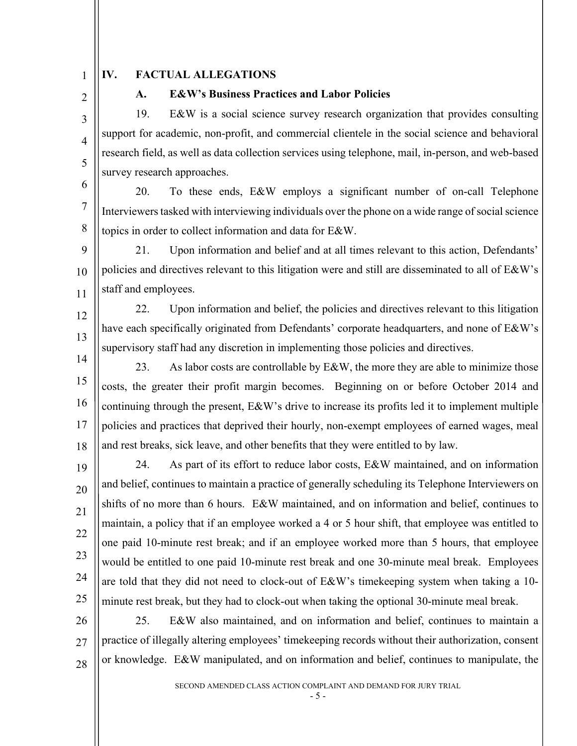## IV. FACTUAL ALLEGATIONS

### A. E&W's Business Practices and Labor Policies

19. E&W is a social science survey research organization that provides consulting support for academic, non-profit, and commercial clientele in the social science and behavioral research field, as well as data collection services using telephone, mail, in-person, and web-based survey research approaches.

20. To these ends, E&W employs a significant number of on-call Telephone Interviewers tasked with interviewing individuals over the phone on a wide range of social science topics in order to collect information and data for E&W.

21. Upon information and belief and at all times relevant to this action, Defendants' policies and directives relevant to this litigation were and still are disseminated to all of E&W's staff and employees.

22. Upon information and belief, the policies and directives relevant to this litigation have each specifically originated from Defendants' corporate headquarters, and none of E&W's supervisory staff had any discretion in implementing those policies and directives.

23. As labor costs are controllable by E&W, the more they are able to minimize those costs, the greater their profit margin becomes. Beginning on or before October 2014 and continuing through the present, E&W's drive to increase its profits led it to implement multiple policies and practices that deprived their hourly, non-exempt employees of earned wages, meal and rest breaks, sick leave, and other benefits that they were entitled to by law.

24. As part of its effort to reduce labor costs, E&W maintained, and on information and belief, continues to maintain a practice of generally scheduling its Telephone Interviewers on shifts of no more than 6 hours. E&W maintained, and on information and belief, continues to maintain, a policy that if an employee worked a 4 or 5 hour shift, that employee was entitled to one paid 10-minute rest break; and if an employee worked more than 5 hours, that employee would be entitled to one paid 10-minute rest break and one 30-minute meal break. Employees are told that they did not need to clock-out of E&W's timekeeping system when taking a 10-minute rest break, but they had to clock-out when taking the optional 30-minute meal break.

25. E&W also maintained, and on information and belief, continues to maintain a practice of illegally altering employees' timekeeping records without their authorization, consent or knowledge. E&W manipulated, and on information and belief, continues to manipulate, the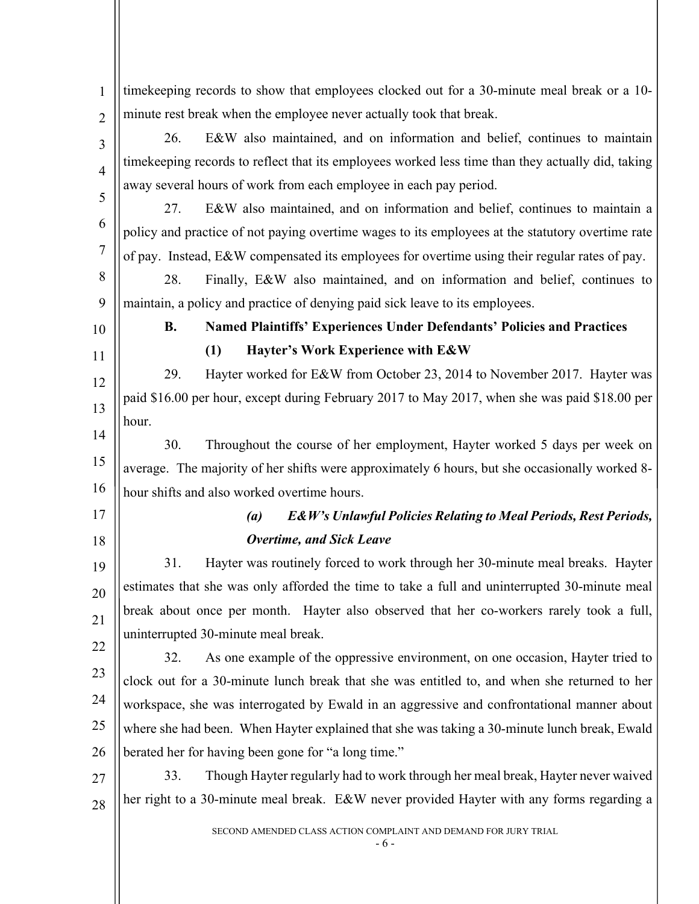timekeeping records to show that employees clocked out for a 30-minute meal break or a 10-minute rest break when the employee never actually took that break.

26. E&W also maintained, and on information and belief, continues to maintain timekeeping records to reflect that its employees worked less time than they actually did, taking away several hours of work from each employee in each pay period.

27. E&W also maintained, and on information and belief, continues to maintain a policy and practice of not paying overtime wages to its employees at the statutory overtime rate of pay. Instead, E&W compensated its employees for overtime using their regular rates of pay.

28. Finally, E&W also maintained, and on information and belief, continues to maintain, a policy and practice of denying paid sick leave to its employees.

### B. Named Plaintiffs' Experiences Under Defendants' Policies and Practices

#### (1) Hayter's Work Experience with E&W

29. Hayter worked for E&W from October 23, 2014 to November 2017. Hayter was paid \$16.00 per hour, except during February 2017 to May 2017, when she was paid \$18.00 per hour.

30. Throughout the course of her employment, Hayter worked 5 days per week on average. The majority of her shifts were approximately 6 hours, but she occasionally worked 8-hour shifts and also worked overtime hours.

##### ***(a) E&W's Unlawful Policies Relating to Meal Periods, Rest Periods, Overtime, and Sick Leave***

31. Hayter was routinely forced to work through her 30-minute meal breaks. Hayter estimates that she was only afforded the time to take a full and uninterrupted 30-minute meal break about once per month. Hayter also observed that her co-workers rarely took a full, uninterrupted 30-minute meal break.

32. As one example of the oppressive environment, on one occasion, Hayter tried to clock out for a 30-minute lunch break that she was entitled to, and when she returned to her workspace, she was interrogated by Ewald in an aggressive and confrontational manner about where she had been. When Hayter explained that she was taking a 30-minute lunch break, Ewald berated her for having been gone for "a long time."

33. Though Hayter regularly had to work through her meal break, Hayter never waived her right to a 30-minute meal break. E&W never provided Hayter with any forms regarding a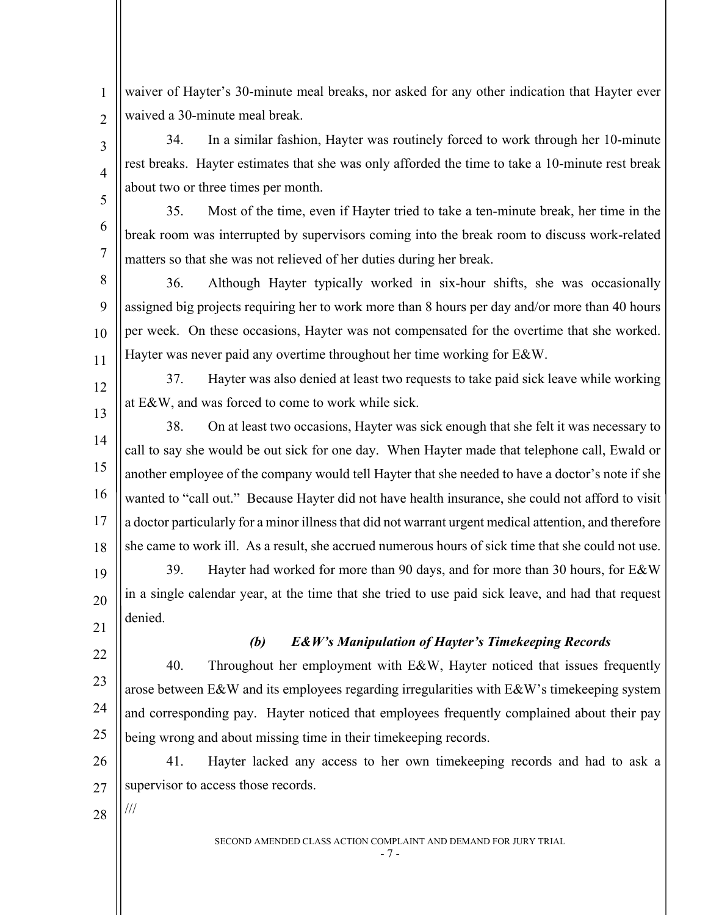waiver of Hayter's 30-minute meal breaks, nor asked for any other indication that Hayter ever waived a 30-minute meal break.

34. In a similar fashion, Hayter was routinely forced to work through her 10-minute rest breaks. Hayter estimates that she was only afforded the time to take a 10-minute rest break about two or three times per month.

35. Most of the time, even if Hayter tried to take a ten-minute break, her time in the break room was interrupted by supervisors coming into the break room to discuss work-related matters so that she was not relieved of her duties during her break.

36. Although Hayter typically worked in six-hour shifts, she was occasionally assigned big projects requiring her to work more than 8 hours per day and/or more than 40 hours per week. On these occasions, Hayter was not compensated for the overtime that she worked. Hayter was never paid any overtime throughout her time working for E&W.

37. Hayter was also denied at least two requests to take paid sick leave while working at E&W, and was forced to come to work while sick.

38. On at least two occasions, Hayter was sick enough that she felt it was necessary to call to say she would be out sick for one day. When Hayter made that telephone call, Ewald or another employee of the company would tell Hayter that she needed to have a doctor's note if she wanted to "call out." Because Hayter did not have health insurance, she could not afford to visit a doctor particularly for a minor illness that did not warrant urgent medical attention, and therefore she came to work ill. As a result, she accrued numerous hours of sick time that she could not use.

39. Hayter had worked for more than 90 days, and for more than 30 hours, for E&W in a single calendar year, at the time that she tried to use paid sick leave, and had that request denied.

### *(b) E&W's Manipulation of Hayter's Timekeeping Records*

40. Throughout her employment with E&W, Hayter noticed that issues frequently arose between E&W and its employees regarding irregularities with E&W's timekeeping system and corresponding pay. Hayter noticed that employees frequently complained about their pay being wrong and about missing time in their timekeeping records.

41. Hayter lacked any access to her own timekeeping records and had to ask a supervisor to access those records.

///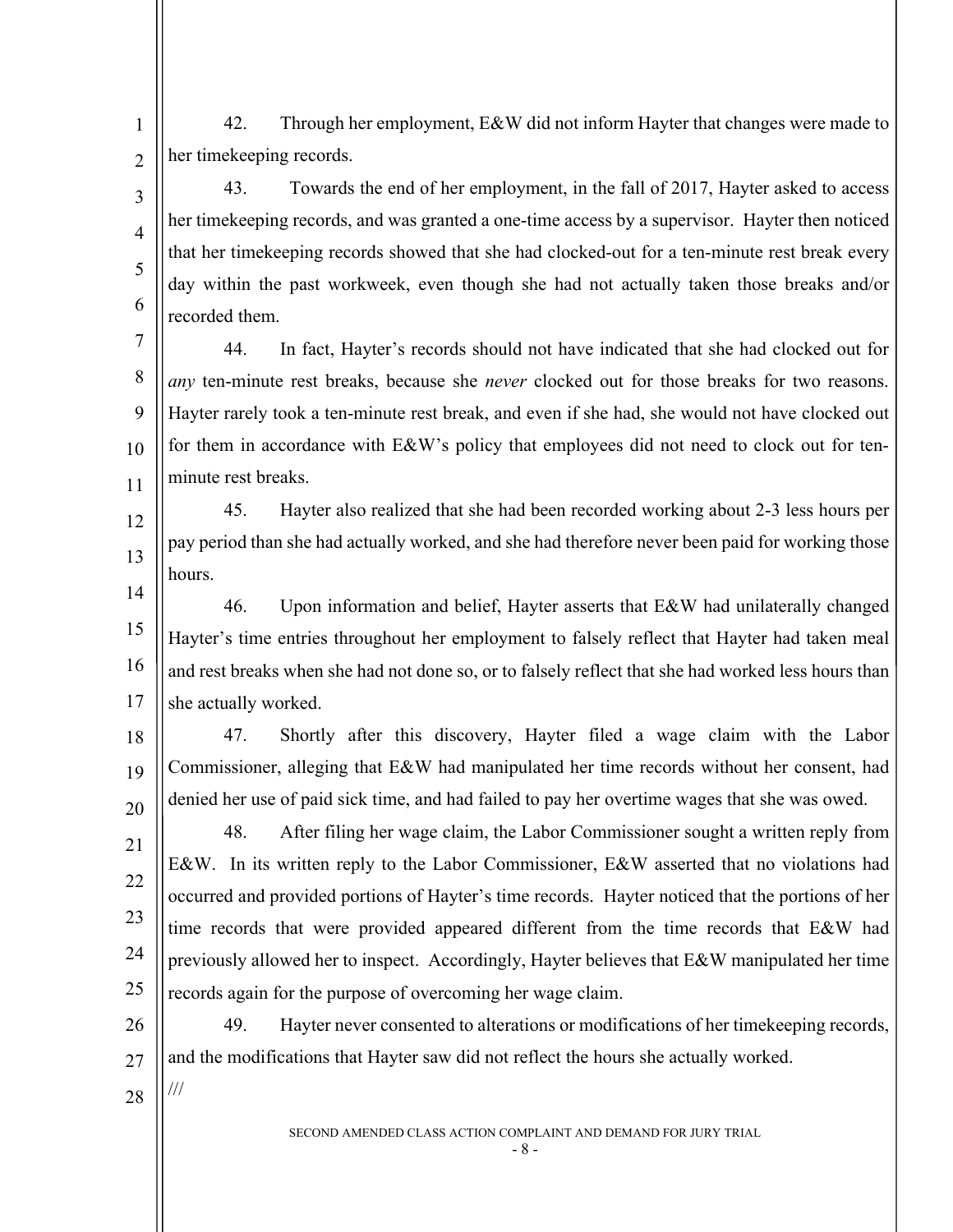42. Through her employment, E&W did not inform Hayter that changes were made to her timekeeping records.

43. Towards the end of her employment, in the fall of 2017, Hayter asked to access her timekeeping records, and was granted a one-time access by a supervisor. Hayter then noticed that her timekeeping records showed that she had clocked-out for a ten-minute rest break every day within the past workweek, even though she had not actually taken those breaks and/or recorded them.

44. In fact, Hayter's records should not have indicated that she had clocked out for *any* ten-minute rest breaks, because she *never* clocked out for those breaks for two reasons. Hayter rarely took a ten-minute rest break, and even if she had, she would not have clocked out for them in accordance with E&W's policy that employees did not need to clock out for ten-minute rest breaks.

45. Hayter also realized that she had been recorded working about 2-3 less hours per pay period than she had actually worked, and she had therefore never been paid for working those hours.

46. Upon information and belief, Hayter asserts that E&W had unilaterally changed Hayter's time entries throughout her employment to falsely reflect that Hayter had taken meal and rest breaks when she had not done so, or to falsely reflect that she had worked less hours than she actually worked.

47. Shortly after this discovery, Hayter filed a wage claim with the Labor Commissioner, alleging that E&W had manipulated her time records without her consent, had denied her use of paid sick time, and had failed to pay her overtime wages that she was owed.

48. After filing her wage claim, the Labor Commissioner sought a written reply from E&W. In its written reply to the Labor Commissioner, E&W asserted that no violations had occurred and provided portions of Hayter's time records. Hayter noticed that the portions of her time records that were provided appeared different from the time records that E&W had previously allowed her to inspect. Accordingly, Hayter believes that E&W manipulated her time records again for the purpose of overcoming her wage claim.

49. Hayter never consented to alterations or modifications of her timekeeping records, and the modifications that Hayter saw did not reflect the hours she actually worked.

///

SECOND AMENDED CLASS ACTION COMPLAINT AND DEMAND FOR JURY TRIAL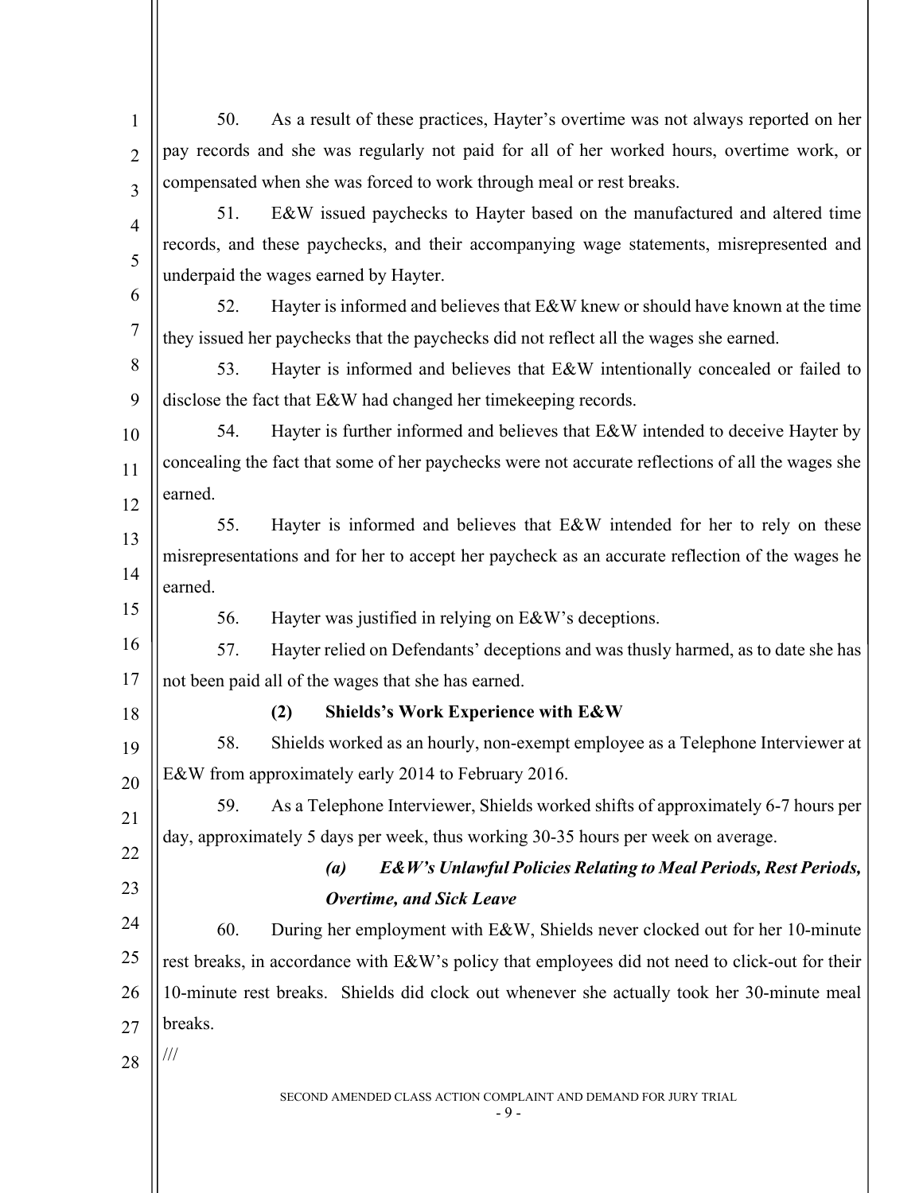50. As a result of these practices, Hayter's overtime was not always reported on her pay records and she was regularly not paid for all of her worked hours, overtime work, or compensated when she was forced to work through meal or rest breaks.

51. E&W issued paychecks to Hayter based on the manufactured and altered time records, and these paychecks, and their accompanying wage statements, misrepresented and underpaid the wages earned by Hayter.

52. Hayter is informed and believes that E&W knew or should have known at the time they issued her paychecks that the paychecks did not reflect all the wages she earned.

53. Hayter is informed and believes that E&W intentionally concealed or failed to disclose the fact that E&W had changed her timekeeping records.

54. Hayter is further informed and believes that E&W intended to deceive Hayter by concealing the fact that some of her paychecks were not accurate reflections of all the wages she earned.

55. Hayter is informed and believes that E&W intended for her to rely on these misrepresentations and for her to accept her paycheck as an accurate reflection of the wages he earned.

56. Hayter was justified in relying on E&W's deceptions.

57. Hayter relied on Defendants' deceptions and was thusly harmed, as to date she has not been paid all of the wages that she has earned.

### (2) Shields's Work Experience with E&W

58. Shields worked as an hourly, non-exempt employee as a Telephone Interviewer at E&W from approximately early 2014 to February 2016.

59. As a Telephone Interviewer, Shields worked shifts of approximately 6-7 hours per day, approximately 5 days per week, thus working 30-35 hours per week on average.

#### *(a) E&W's Unlawful Policies Relating to Meal Periods, Rest Periods, Overtime, and Sick Leave*

60. During her employment with E&W, Shields never clocked out for her 10-minute rest breaks, in accordance with E&W's policy that employees did not need to click-out for their 10-minute rest breaks. Shields did clock out whenever she actually took her 30-minute meal breaks.

///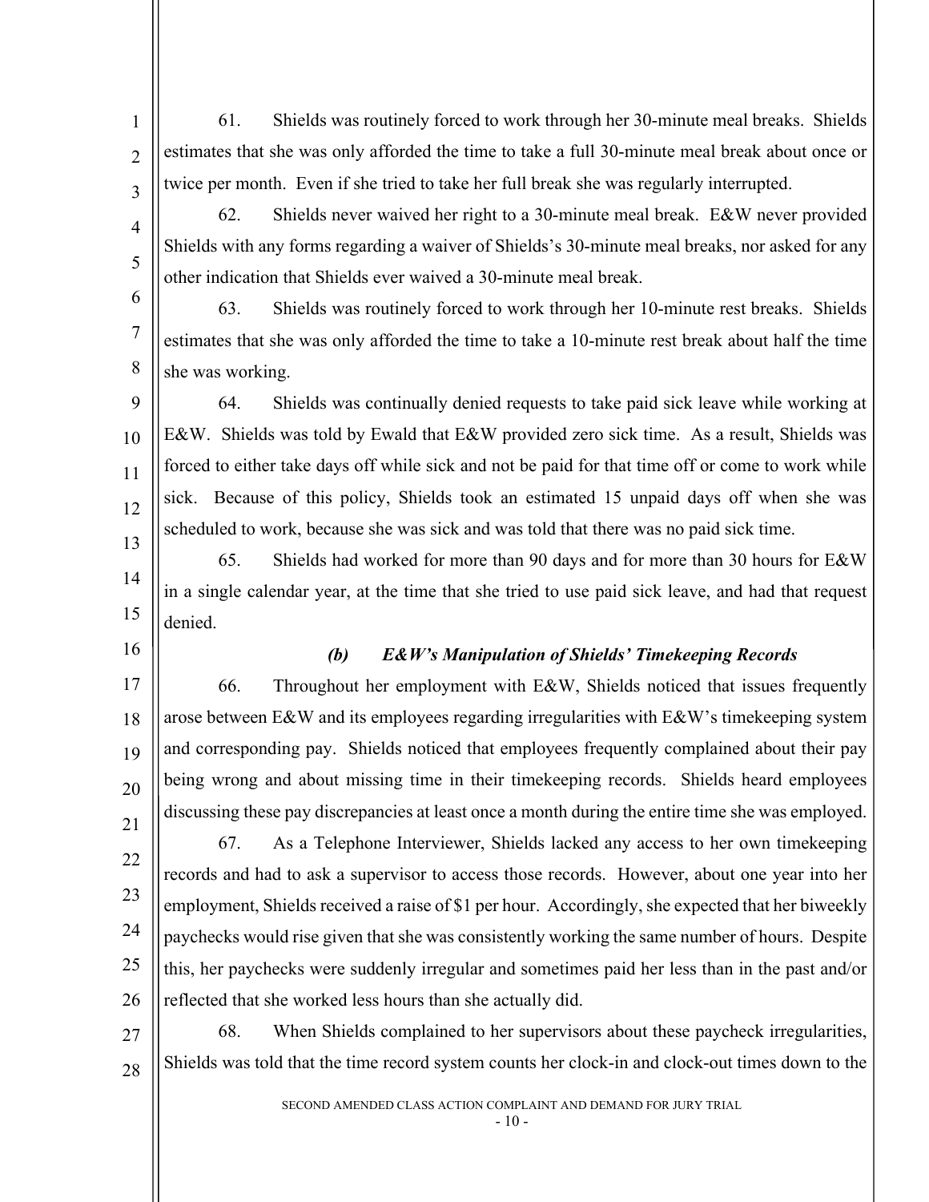61. Shields was routinely forced to work through her 30-minute meal breaks. Shields estimates that she was only afforded the time to take a full 30-minute meal break about once or twice per month. Even if she tried to take her full break she was regularly interrupted.

62. Shields never waived her right to a 30-minute meal break. E&W never provided Shields with any forms regarding a waiver of Shields's 30-minute meal breaks, nor asked for any other indication that Shields ever waived a 30-minute meal break.

63. Shields was routinely forced to work through her 10-minute rest breaks. Shields estimates that she was only afforded the time to take a 10-minute rest break about half the time she was working.

64. Shields was continually denied requests to take paid sick leave while working at E&W. Shields was told by Ewald that E&W provided zero sick time. As a result, Shields was forced to either take days off while sick and not be paid for that time off or come to work while sick. Because of this policy, Shields took an estimated 15 unpaid days off when she was scheduled to work, because she was sick and was told that there was no paid sick time.

65. Shields had worked for more than 90 days and for more than 30 hours for E&W in a single calendar year, at the time that she tried to use paid sick leave, and had that request denied.

***(b) E&W's Manipulation of Shields' Timekeeping Records***

66. Throughout her employment with E&W, Shields noticed that issues frequently arose between E&W and its employees regarding irregularities with E&W's timekeeping system and corresponding pay. Shields noticed that employees frequently complained about their pay being wrong and about missing time in their timekeeping records. Shields heard employees discussing these pay discrepancies at least once a month during the entire time she was employed.

67. As a Telephone Interviewer, Shields lacked any access to her own timekeeping records and had to ask a supervisor to access those records. However, about one year into her employment, Shields received a raise of $1 per hour. Accordingly, she expected that her biweekly paychecks would rise given that she was consistently working the same number of hours. Despite this, her paychecks were suddenly irregular and sometimes paid her less than in the past and/or reflected that she worked less hours than she actually did.

68. When Shields complained to her supervisors about these paycheck irregularities, Shields was told that the time record system counts her clock-in and clock-out times down to the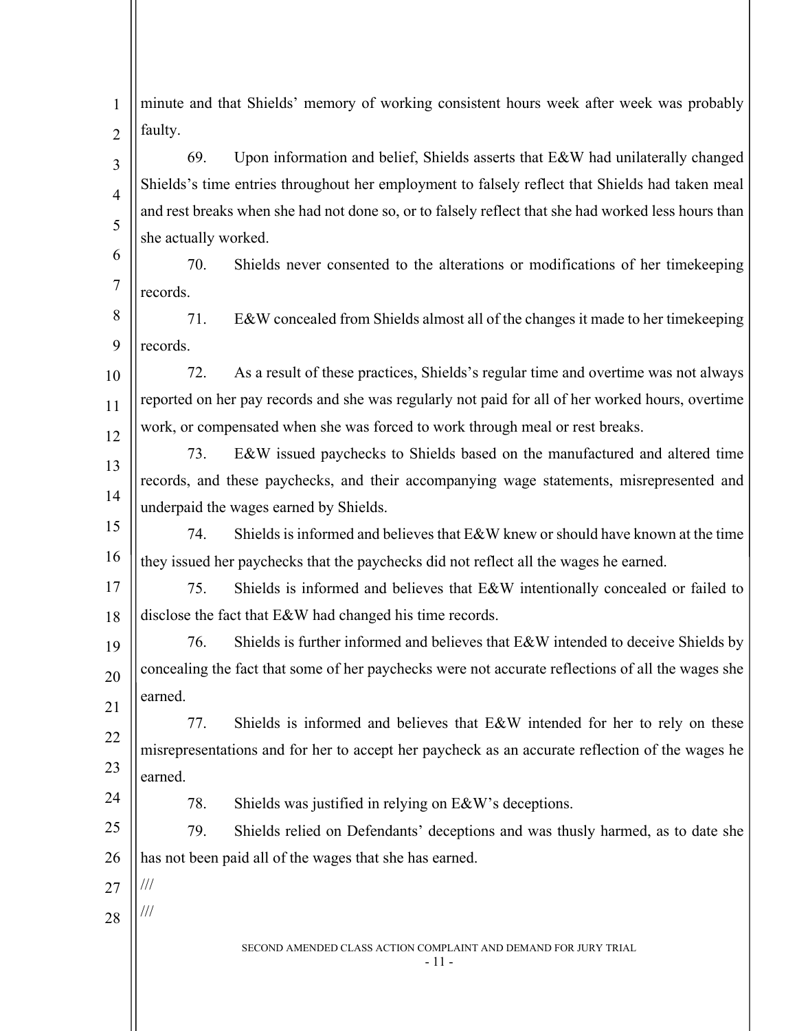minute and that Shields' memory of working consistent hours week after week was probably faulty.

69. Upon information and belief, Shields asserts that E&W had unilaterally changed Shields's time entries throughout her employment to falsely reflect that Shields had taken meal and rest breaks when she had not done so, or to falsely reflect that she had worked less hours than she actually worked.

70. Shields never consented to the alterations or modifications of her timekeeping records.

71. E&W concealed from Shields almost all of the changes it made to her timekeeping records.

72. As a result of these practices, Shields's regular time and overtime was not always reported on her pay records and she was regularly not paid for all of her worked hours, overtime work, or compensated when she was forced to work through meal or rest breaks.

73. E&W issued paychecks to Shields based on the manufactured and altered time records, and these paychecks, and their accompanying wage statements, misrepresented and underpaid the wages earned by Shields.

74. Shields is informed and believes that E&W knew or should have known at the time they issued her paychecks that the paychecks did not reflect all the wages he earned.

75. Shields is informed and believes that E&W intentionally concealed or failed to disclose the fact that E&W had changed his time records.

76. Shields is further informed and believes that E&W intended to deceive Shields by concealing the fact that some of her paychecks were not accurate reflections of all the wages she earned.

77. Shields is informed and believes that E&W intended for her to rely on these misrepresentations and for her to accept her paycheck as an accurate reflection of the wages he earned.

78. Shields was justified in relying on E&W's deceptions.

79. Shields relied on Defendants' deceptions and was thusly harmed, as to date she has not been paid all of the wages that she has earned.

///

///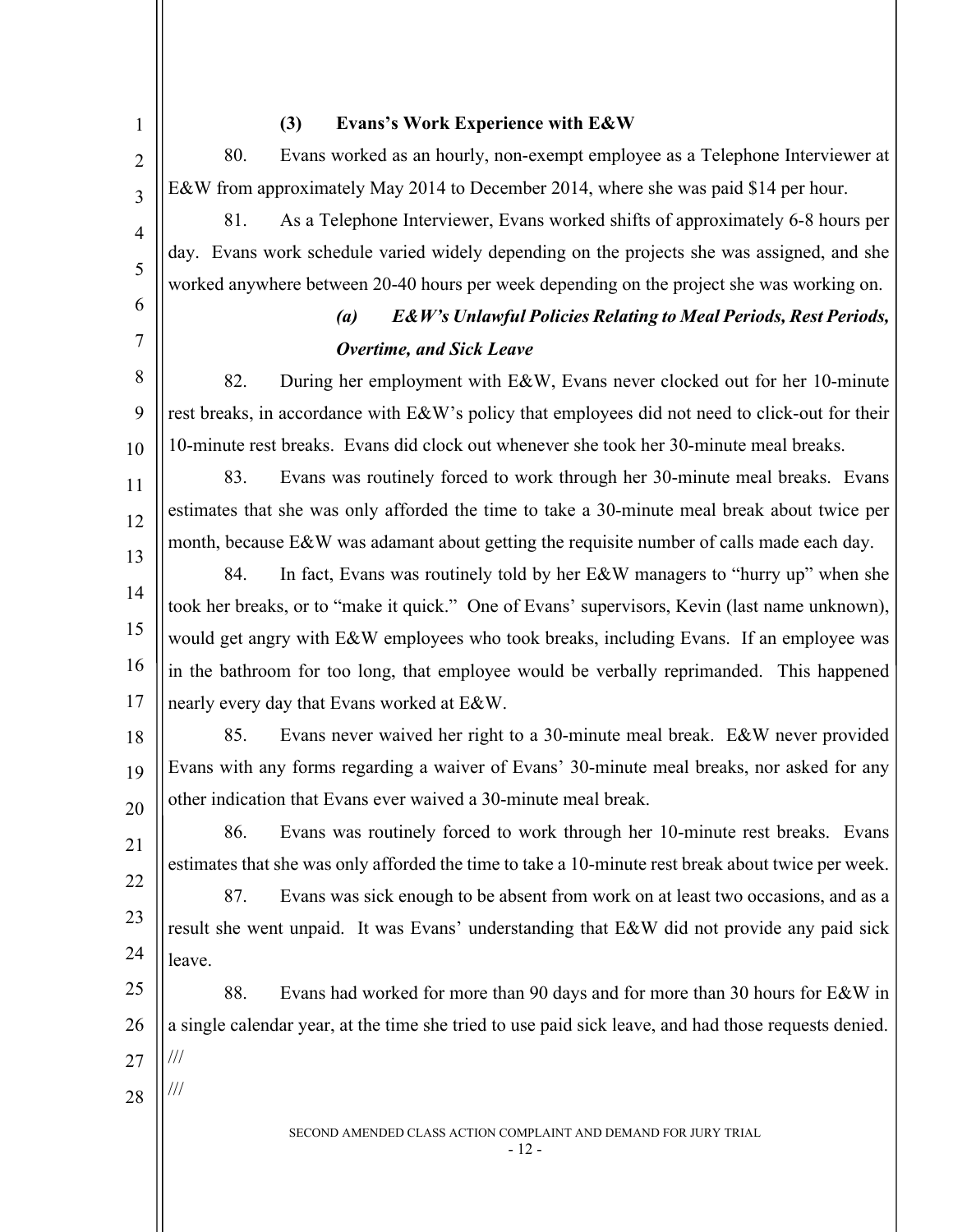### (3) Evans's Work Experience with E&W

80. Evans worked as an hourly, non-exempt employee as a Telephone Interviewer at E&W from approximately May 2014 to December 2014, where she was paid $14 per hour.

81. As a Telephone Interviewer, Evans worked shifts of approximately 6-8 hours per day. Evans work schedule varied widely depending on the projects she was assigned, and she worked anywhere between 20-40 hours per week depending on the project she was working on.

#### *(a) E&W's Unlawful Policies Relating to Meal Periods, Rest Periods, Overtime, and Sick Leave*

82. During her employment with E&W, Evans never clocked out for her 10-minute rest breaks, in accordance with E&W's policy that employees did not need to click-out for their 10-minute rest breaks. Evans did clock out whenever she took her 30-minute meal breaks.

83. Evans was routinely forced to work through her 30-minute meal breaks. Evans estimates that she was only afforded the time to take a 30-minute meal break about twice per month, because E&W was adamant about getting the requisite number of calls made each day.

84. In fact, Evans was routinely told by her E&W managers to "hurry up" when she took her breaks, or to "make it quick." One of Evans' supervisors, Kevin (last name unknown), would get angry with E&W employees who took breaks, including Evans. If an employee was in the bathroom for too long, that employee would be verbally reprimanded. This happened nearly every day that Evans worked at E&W.

85. Evans never waived her right to a 30-minute meal break. E&W never provided Evans with any forms regarding a waiver of Evans' 30-minute meal breaks, nor asked for any other indication that Evans ever waived a 30-minute meal break.

86. Evans was routinely forced to work through her 10-minute rest breaks. Evans estimates that she was only afforded the time to take a 10-minute rest break about twice per week.

87. Evans was sick enough to be absent from work on at least two occasions, and as a result she went unpaid. It was Evans' understanding that E&W did not provide any paid sick leave.

88. Evans had worked for more than 90 days and for more than 30 hours for E&W in a single calendar year, at the time she tried to use paid sick leave, and had those requests denied.

///

///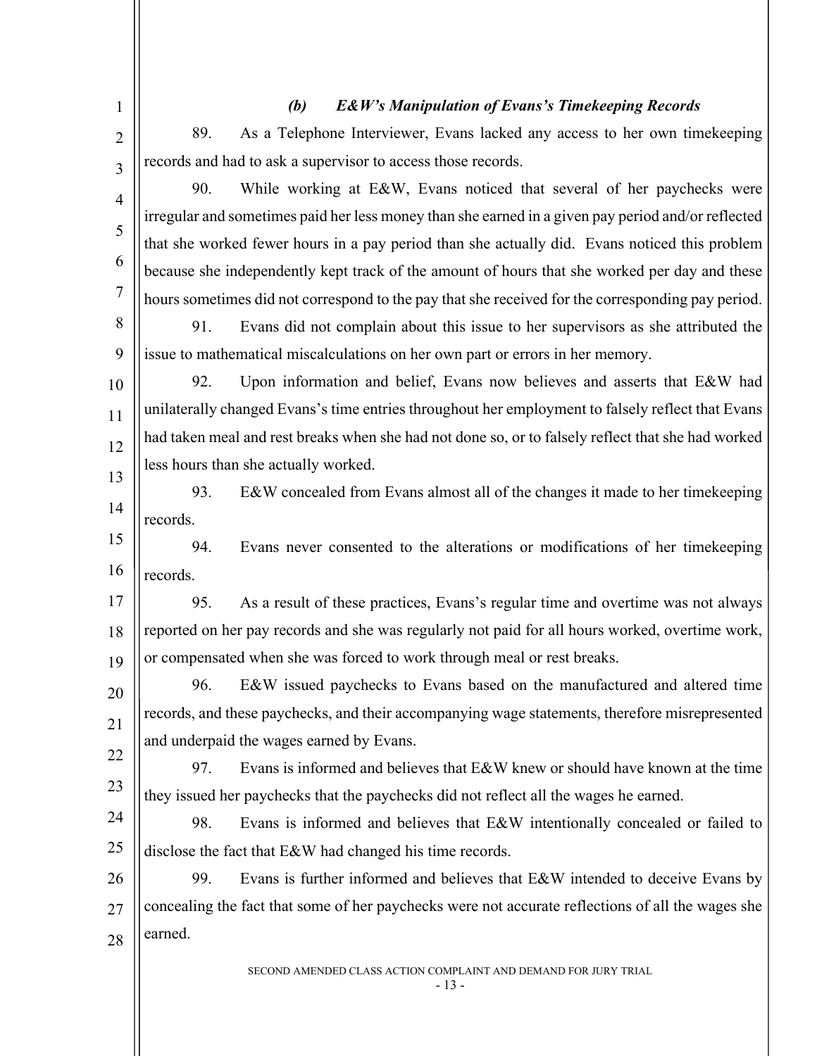### *(b) E&W's Manipulation of Evans's Timekeeping Records*

89. As a Telephone Interviewer, Evans lacked any access to her own timekeeping records and had to ask a supervisor to access those records.

90. While working at E&W, Evans noticed that several of her paychecks were irregular and sometimes paid her less money than she earned in a given pay period and/or reflected that she worked fewer hours in a pay period than she actually did. Evans noticed this problem because she independently kept track of the amount of hours that she worked per day and these hours sometimes did not correspond to the pay that she received for the corresponding pay period.

91. Evans did not complain about this issue to her supervisors as she attributed the issue to mathematical miscalculations on her own part or errors in her memory.

92. Upon information and belief, Evans now believes and asserts that E&W had unilaterally changed Evans's time entries throughout her employment to falsely reflect that Evans had taken meal and rest breaks when she had not done so, or to falsely reflect that she had worked less hours than she actually worked.

93. E&W concealed from Evans almost all of the changes it made to her timekeeping records.

94. Evans never consented to the alterations or modifications of her timekeeping records.

95. As a result of these practices, Evans's regular time and overtime was not always reported on her pay records and she was regularly not paid for all hours worked, overtime work, or compensated when she was forced to work through meal or rest breaks.

96. E&W issued paychecks to Evans based on the manufactured and altered time records, and these paychecks, and their accompanying wage statements, therefore misrepresented and underpaid the wages earned by Evans.

97. Evans is informed and believes that E&W knew or should have known at the time they issued her paychecks that the paychecks did not reflect all the wages he earned.

98. Evans is informed and believes that E&W intentionally concealed or failed to disclose the fact that E&W had changed his time records.

99. Evans is further informed and believes that E&W intended to deceive Evans by concealing the fact that some of her paychecks were not accurate reflections of all the wages she earned.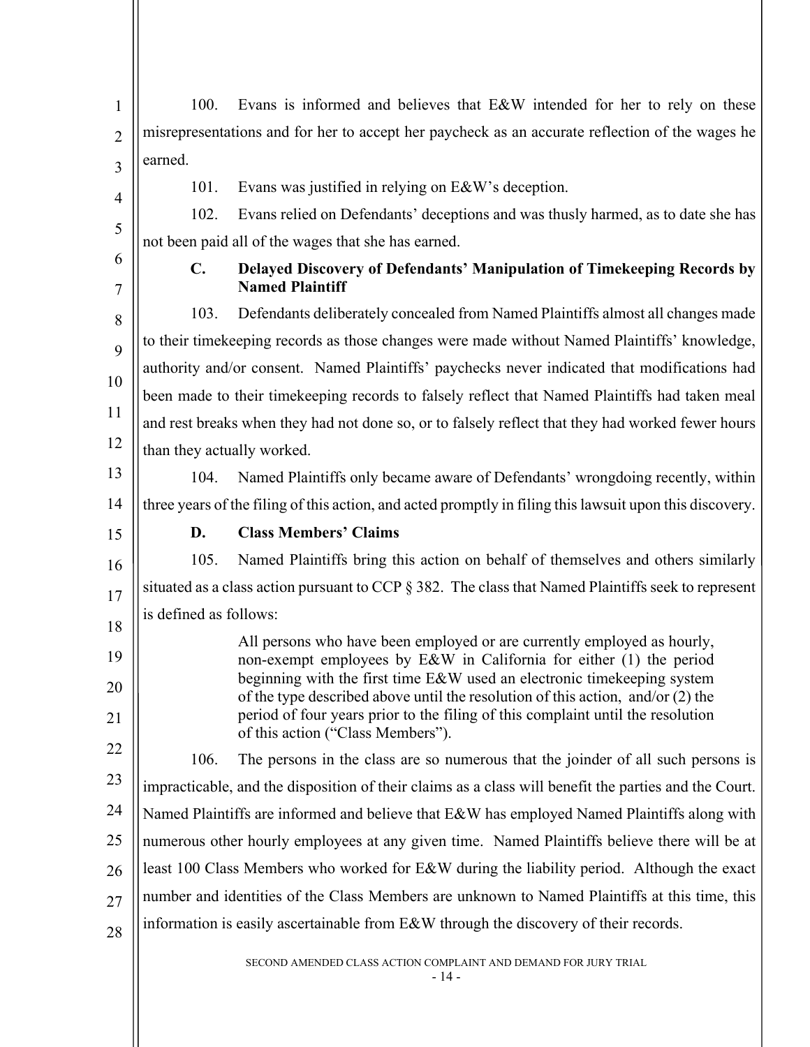100. Evans is informed and believes that E&W intended for her to rely on these misrepresentations and for her to accept her paycheck as an accurate reflection of the wages he earned.

101. Evans was justified in relying on E&W's deception.

102. Evans relied on Defendants' deceptions and was thusly harmed, as to date she has not been paid all of the wages that she has earned.

**C. Delayed Discovery of Defendants' Manipulation of Timekeeping Records by Named Plaintiff**

103. Defendants deliberately concealed from Named Plaintiffs almost all changes made to their timekeeping records as those changes were made without Named Plaintiffs' knowledge, authority and/or consent. Named Plaintiffs' paychecks never indicated that modifications had been made to their timekeeping records to falsely reflect that Named Plaintiffs had taken meal and rest breaks when they had not done so, or to falsely reflect that they had worked fewer hours than they actually worked.

104. Named Plaintiffs only became aware of Defendants' wrongdoing recently, within three years of the filing of this action, and acted promptly in filing this lawsuit upon this discovery.

**D. Class Members' Claims**

105. Named Plaintiffs bring this action on behalf of themselves and others similarly situated as a class action pursuant to CCP § 382. The class that Named Plaintiffs seek to represent is defined as follows:

> All persons who have been employed or are currently employed as hourly, non-exempt employees by E&W in California for either (1) the period beginning with the first time E&W used an electronic timekeeping system of the type described above until the resolution of this action, and/or (2) the period of four years prior to the filing of this complaint until the resolution of this action ("Class Members").

106. The persons in the class are so numerous that the joinder of all such persons is impracticable, and the disposition of their claims as a class will benefit the parties and the Court. Named Plaintiffs are informed and believe that E&W has employed Named Plaintiffs along with numerous other hourly employees at any given time. Named Plaintiffs believe there will be at least 100 Class Members who worked for E&W during the liability period. Although the exact number and identities of the Class Members are unknown to Named Plaintiffs at this time, this information is easily ascertainable from E&W through the discovery of their records.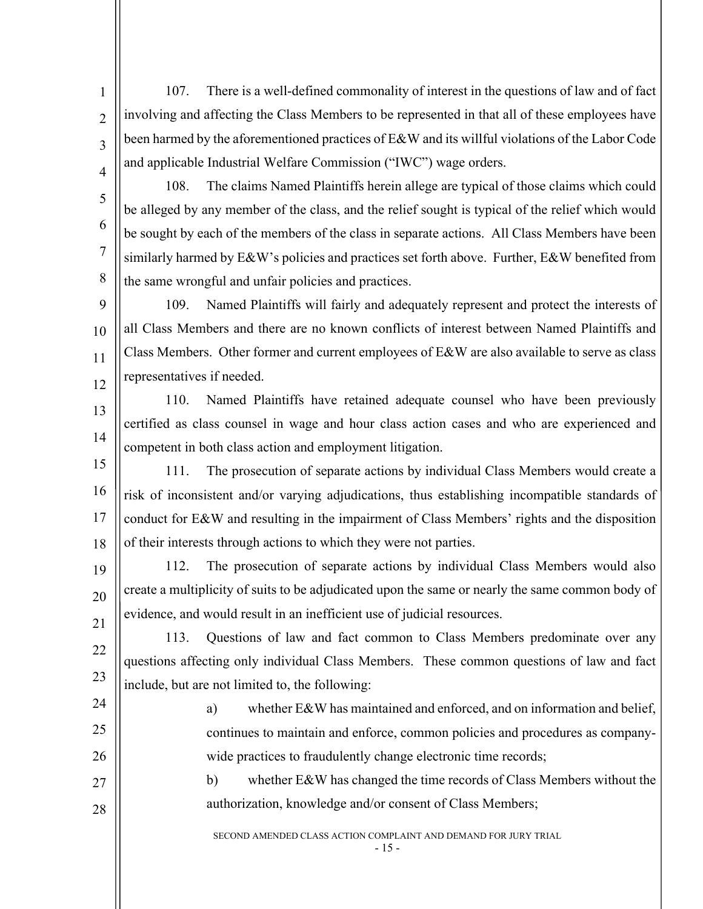107. There is a well-defined commonality of interest in the questions of law and of fact involving and affecting the Class Members to be represented in that all of these employees have been harmed by the aforementioned practices of E&W and its willful violations of the Labor Code and applicable Industrial Welfare Commission ("IWC") wage orders.

108. The claims Named Plaintiffs herein allege are typical of those claims which could be alleged by any member of the class, and the relief sought is typical of the relief which would be sought by each of the members of the class in separate actions. All Class Members have been similarly harmed by E&W's policies and practices set forth above. Further, E&W benefited from the same wrongful and unfair policies and practices.

109. Named Plaintiffs will fairly and adequately represent and protect the interests of all Class Members and there are no known conflicts of interest between Named Plaintiffs and Class Members. Other former and current employees of E&W are also available to serve as class representatives if needed.

110. Named Plaintiffs have retained adequate counsel who have been previously certified as class counsel in wage and hour class action cases and who are experienced and competent in both class action and employment litigation.

111. The prosecution of separate actions by individual Class Members would create a risk of inconsistent and/or varying adjudications, thus establishing incompatible standards of conduct for E&W and resulting in the impairment of Class Members' rights and the disposition of their interests through actions to which they were not parties.

112. The prosecution of separate actions by individual Class Members would also create a multiplicity of suits to be adjudicated upon the same or nearly the same common body of evidence, and would result in an inefficient use of judicial resources.

113. Questions of law and fact common to Class Members predominate over any questions affecting only individual Class Members. These common questions of law and fact include, but are not limited to, the following:

a) whether E&W has maintained and enforced, and on information and belief, continues to maintain and enforce, common policies and procedures as company-wide practices to fraudulently change electronic time records;

b) whether E&W has changed the time records of Class Members without the authorization, knowledge and/or consent of Class Members;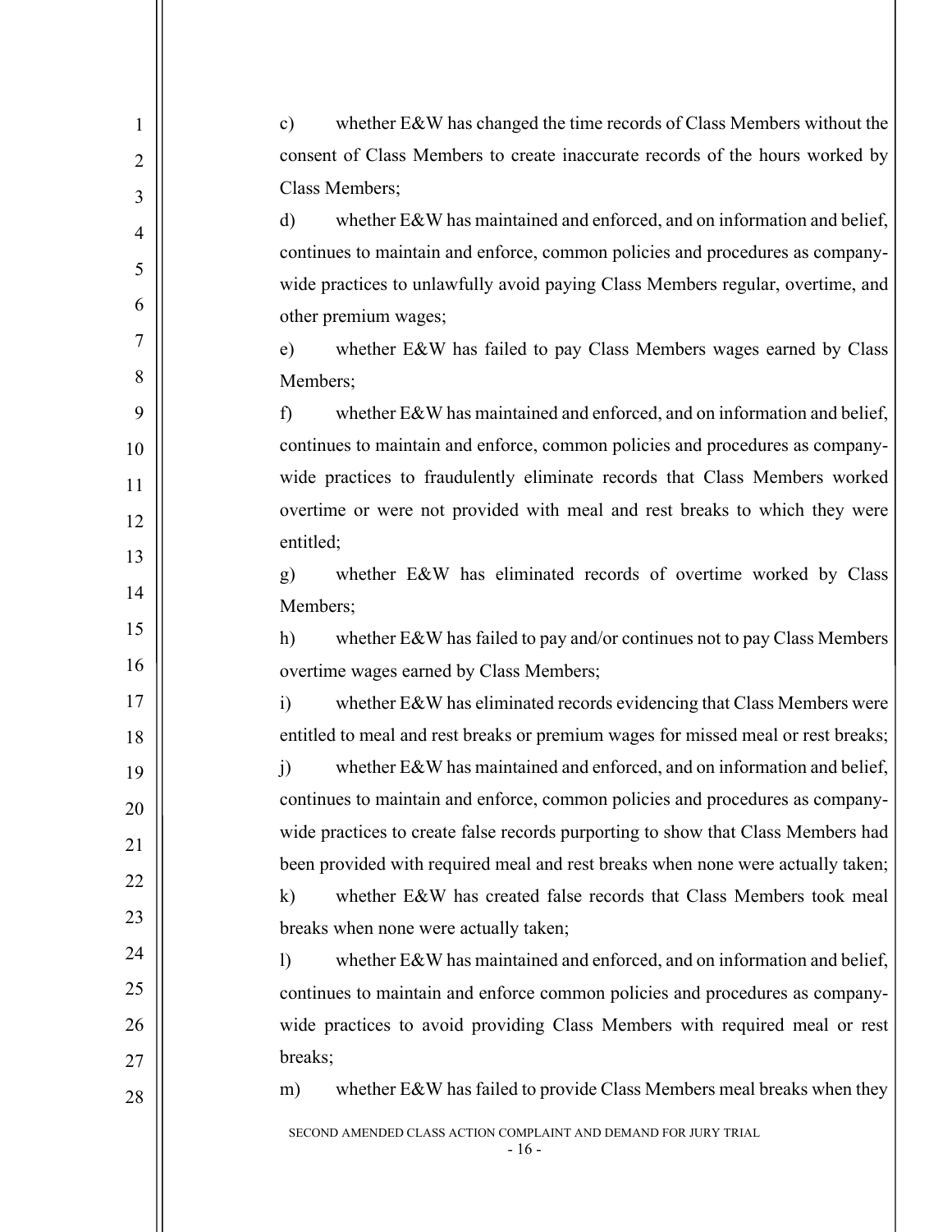c) whether E&W has changed the time records of Class Members without the consent of Class Members to create inaccurate records of the hours worked by Class Members;

d) whether E&W has maintained and enforced, and on information and belief, continues to maintain and enforce, common policies and procedures as company-wide practices to unlawfully avoid paying Class Members regular, overtime, and other premium wages;

e) whether E&W has failed to pay Class Members wages earned by Class Members;

f) whether E&W has maintained and enforced, and on information and belief, continues to maintain and enforce, common policies and procedures as company-wide practices to fraudulently eliminate records that Class Members worked overtime or were not provided with meal and rest breaks to which they were entitled;

g) whether E&W has eliminated records of overtime worked by Class Members;

h) whether E&W has failed to pay and/or continues not to pay Class Members overtime wages earned by Class Members;

i) whether E&W has eliminated records evidencing that Class Members were entitled to meal and rest breaks or premium wages for missed meal or rest breaks;

j) whether E&W has maintained and enforced, and on information and belief, continues to maintain and enforce, common policies and procedures as company-wide practices to create false records purporting to show that Class Members had been provided with required meal and rest breaks when none were actually taken;

k) whether E&W has created false records that Class Members took meal breaks when none were actually taken;

l) whether E&W has maintained and enforced, and on information and belief, continues to maintain and enforce common policies and procedures as company-wide practices to avoid providing Class Members with required meal or rest breaks;

m) whether E&W has failed to provide Class Members meal breaks when they

SECOND AMENDED CLASS ACTION COMPLAINT AND DEMAND FOR JURY TRIAL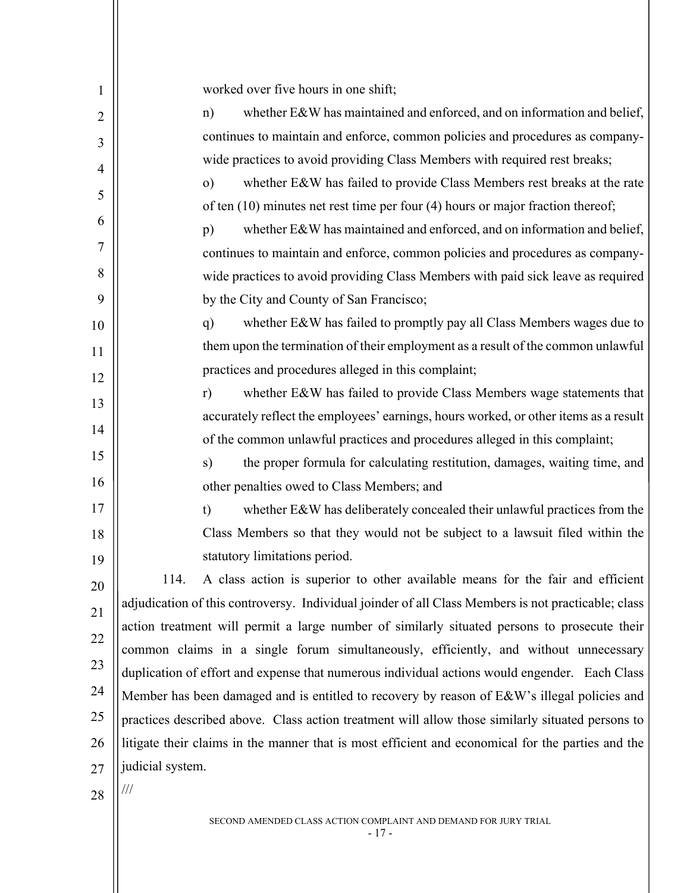worked over five hours in one shift;

n) whether E&W has maintained and enforced, and on information and belief, continues to maintain and enforce, common policies and procedures as company-wide practices to avoid providing Class Members with required rest breaks;

o) whether E&W has failed to provide Class Members rest breaks at the rate of ten (10) minutes net rest time per four (4) hours or major fraction thereof;

p) whether E&W has maintained and enforced, and on information and belief, continues to maintain and enforce, common policies and procedures as company-wide practices to avoid providing Class Members with paid sick leave as required by the City and County of San Francisco;

q) whether E&W has failed to promptly pay all Class Members wages due to them upon the termination of their employment as a result of the common unlawful practices and procedures alleged in this complaint;

r) whether E&W has failed to provide Class Members wage statements that accurately reflect the employees' earnings, hours worked, or other items as a result of the common unlawful practices and procedures alleged in this complaint;

s) the proper formula for calculating restitution, damages, waiting time, and other penalties owed to Class Members; and

t) whether E&W has deliberately concealed their unlawful practices from the Class Members so that they would not be subject to a lawsuit filed within the statutory limitations period.

114. A class action is superior to other available means for the fair and efficient adjudication of this controversy. Individual joinder of all Class Members is not practicable; class action treatment will permit a large number of similarly situated persons to prosecute their common claims in a single forum simultaneously, efficiently, and without unnecessary duplication of effort and expense that numerous individual actions would engender. Each Class Member has been damaged and is entitled to recovery by reason of E&W's illegal policies and practices described above. Class action treatment will allow those similarly situated persons to litigate their claims in the manner that is most efficient and economical for the parties and the judicial system.

///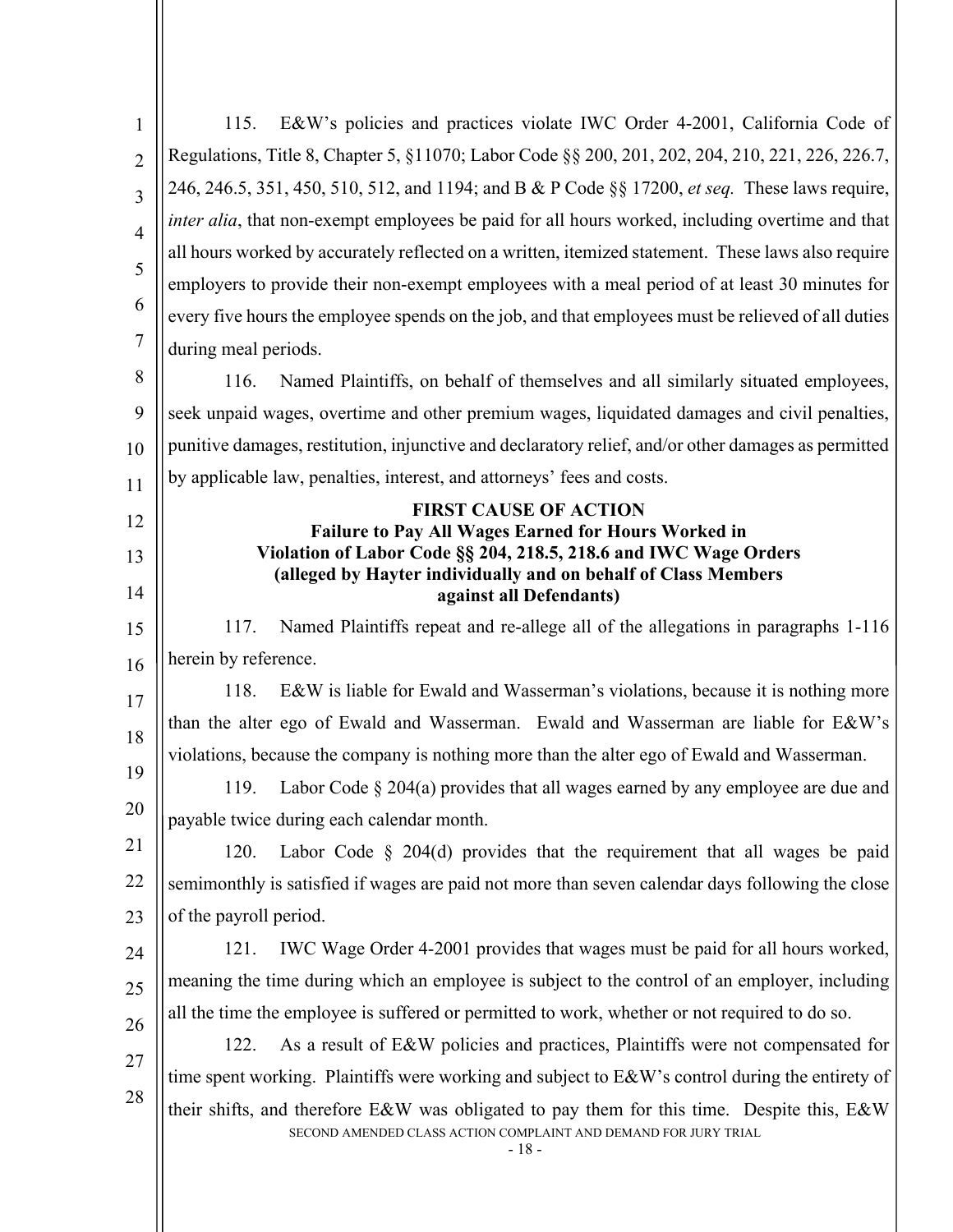115. E&W's policies and practices violate IWC Order 4-2001, California Code of Regulations, Title 8, Chapter 5, §11070; Labor Code §§ 200, 201, 202, 204, 210, 221, 226, 226.7, 246, 246.5, 351, 450, 510, 512, and 1194; and B & P Code §§ 17200, *et seq.* These laws require, *inter alia*, that non-exempt employees be paid for all hours worked, including overtime and that all hours worked by accurately reflected on a written, itemized statement. These laws also require employers to provide their non-exempt employees with a meal period of at least 30 minutes for every five hours the employee spends on the job, and that employees must be relieved of all duties during meal periods.

116. Named Plaintiffs, on behalf of themselves and all similarly situated employees, seek unpaid wages, overtime and other premium wages, liquidated damages and civil penalties, punitive damages, restitution, injunctive and declaratory relief, and/or other damages as permitted by applicable law, penalties, interest, and attorneys' fees and costs.

**FIRST CAUSE OF ACTION**
**Failure to Pay All Wages Earned for Hours Worked in Violation of Labor Code §§ 204, 218.5, 218.6 and IWC Wage Orders**
**(alleged by Hayter individually and on behalf of Class Members against all Defendants)**

117. Named Plaintiffs repeat and re-allege all of the allegations in paragraphs 1-116 herein by reference.

118. E&W is liable for Ewald and Wasserman's violations, because it is nothing more than the alter ego of Ewald and Wasserman. Ewald and Wasserman are liable for E&W's violations, because the company is nothing more than the alter ego of Ewald and Wasserman.

119. Labor Code § 204(a) provides that all wages earned by any employee are due and payable twice during each calendar month.

120. Labor Code § 204(d) provides that the requirement that all wages be paid semimonthly is satisfied if wages are paid not more than seven calendar days following the close of the payroll period.

121. IWC Wage Order 4-2001 provides that wages must be paid for all hours worked, meaning the time during which an employee is subject to the control of an employer, including all the time the employee is suffered or permitted to work, whether or not required to do so.

122. As a result of E&W policies and practices, Plaintiffs were not compensated for time spent working. Plaintiffs were working and subject to E&W's control during the entirety of their shifts, and therefore E&W was obligated to pay them for this time. Despite this, E&W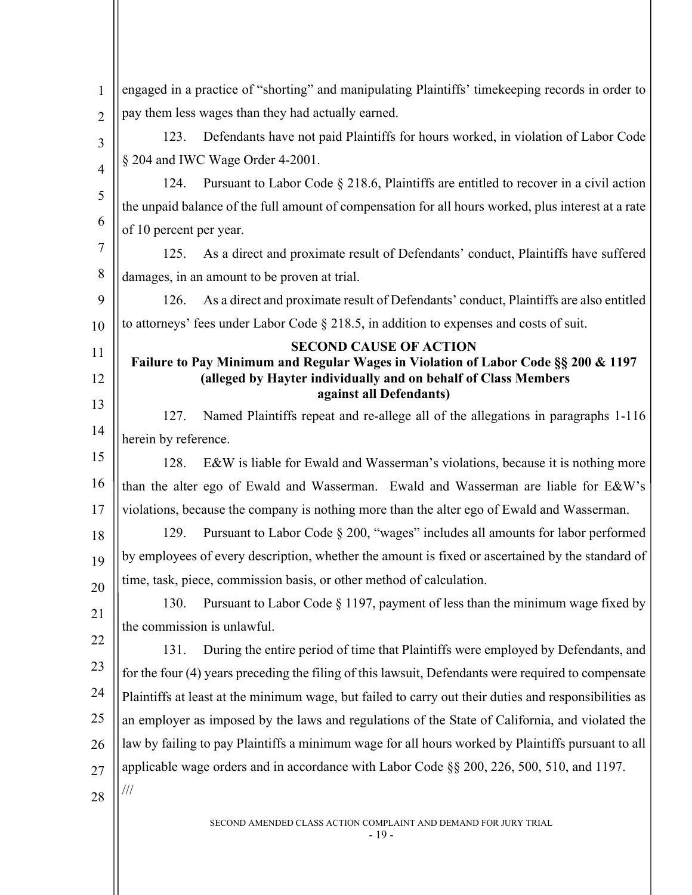engaged in a practice of "shorting" and manipulating Plaintiffs' timekeeping records in order to pay them less wages than they had actually earned.

123. Defendants have not paid Plaintiffs for hours worked, in violation of Labor Code § 204 and IWC Wage Order 4-2001.

124. Pursuant to Labor Code § 218.6, Plaintiffs are entitled to recover in a civil action the unpaid balance of the full amount of compensation for all hours worked, plus interest at a rate of 10 percent per year.

125. As a direct and proximate result of Defendants' conduct, Plaintiffs have suffered damages, in an amount to be proven at trial.

126. As a direct and proximate result of Defendants' conduct, Plaintiffs are also entitled to attorneys' fees under Labor Code § 218.5, in addition to expenses and costs of suit.

**SECOND CAUSE OF ACTION**
**Failure to Pay Minimum and Regular Wages in Violation of Labor Code §§ 200 & 1197**
**(alleged by Hayter individually and on behalf of Class Members against all Defendants)**

127. Named Plaintiffs repeat and re-allege all of the allegations in paragraphs 1-116 herein by reference.

128. E&W is liable for Ewald and Wasserman's violations, because it is nothing more than the alter ego of Ewald and Wasserman. Ewald and Wasserman are liable for E&W's violations, because the company is nothing more than the alter ego of Ewald and Wasserman.

129. Pursuant to Labor Code § 200, "wages" includes all amounts for labor performed by employees of every description, whether the amount is fixed or ascertained by the standard of time, task, piece, commission basis, or other method of calculation.

130. Pursuant to Labor Code § 1197, payment of less than the minimum wage fixed by the commission is unlawful.

131. During the entire period of time that Plaintiffs were employed by Defendants, and for the four (4) years preceding the filing of this lawsuit, Defendants were required to compensate Plaintiffs at least at the minimum wage, but failed to carry out their duties and responsibilities as an employer as imposed by the laws and regulations of the State of California, and violated the law by failing to pay Plaintiffs a minimum wage for all hours worked by Plaintiffs pursuant to all applicable wage orders and in accordance with Labor Code §§ 200, 226, 500, 510, and 1197.

///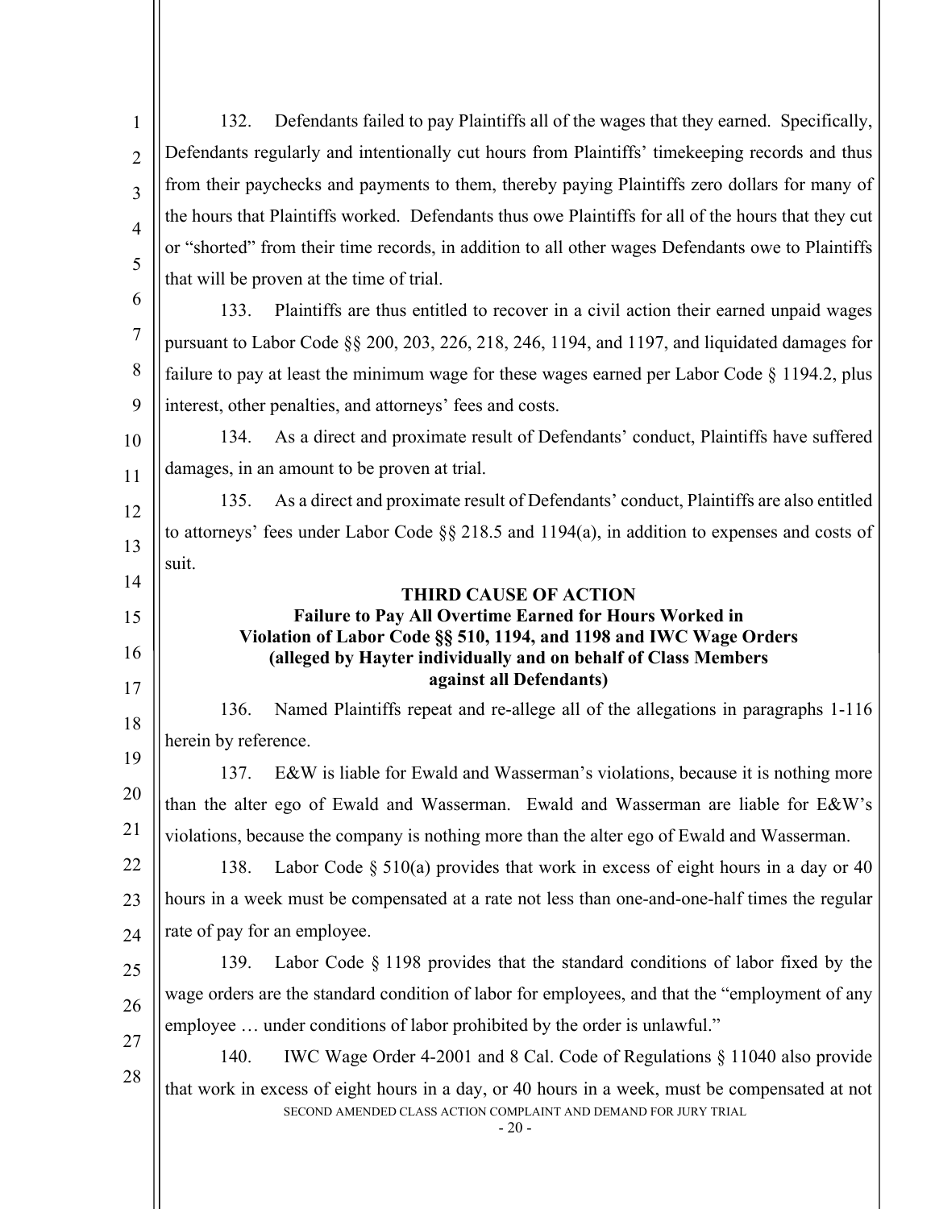132. Defendants failed to pay Plaintiffs all of the wages that they earned. Specifically, Defendants regularly and intentionally cut hours from Plaintiffs' timekeeping records and thus from their paychecks and payments to them, thereby paying Plaintiffs zero dollars for many of the hours that Plaintiffs worked. Defendants thus owe Plaintiffs for all of the hours that they cut or "shorted" from their time records, in addition to all other wages Defendants owe to Plaintiffs that will be proven at the time of trial.

133. Plaintiffs are thus entitled to recover in a civil action their earned unpaid wages pursuant to Labor Code §§ 200, 203, 226, 218, 246, 1194, and 1197, and liquidated damages for failure to pay at least the minimum wage for these wages earned per Labor Code § 1194.2, plus interest, other penalties, and attorneys' fees and costs.

134. As a direct and proximate result of Defendants' conduct, Plaintiffs have suffered damages, in an amount to be proven at trial.

135. As a direct and proximate result of Defendants' conduct, Plaintiffs are also entitled to attorneys' fees under Labor Code §§ 218.5 and 1194(a), in addition to expenses and costs of suit.

**THIRD CAUSE OF ACTION**
**Failure to Pay All Overtime Earned for Hours Worked in Violation of Labor Code §§ 510, 1194, and 1198 and IWC Wage Orders**
**(alleged by Hayter individually and on behalf of Class Members against all Defendants)**

136. Named Plaintiffs repeat and re-allege all of the allegations in paragraphs 1-116 herein by reference.

137. E&W is liable for Ewald and Wasserman's violations, because it is nothing more than the alter ego of Ewald and Wasserman. Ewald and Wasserman are liable for E&W's violations, because the company is nothing more than the alter ego of Ewald and Wasserman.

138. Labor Code § 510(a) provides that work in excess of eight hours in a day or 40 hours in a week must be compensated at a rate not less than one-and-one-half times the regular rate of pay for an employee.

139. Labor Code § 1198 provides that the standard conditions of labor fixed by the wage orders are the standard condition of labor for employees, and that the "employment of any employee … under conditions of labor prohibited by the order is unlawful."

140. IWC Wage Order 4-2001 and 8 Cal. Code of Regulations § 11040 also provide that work in excess of eight hours in a day, or 40 hours in a week, must be compensated at not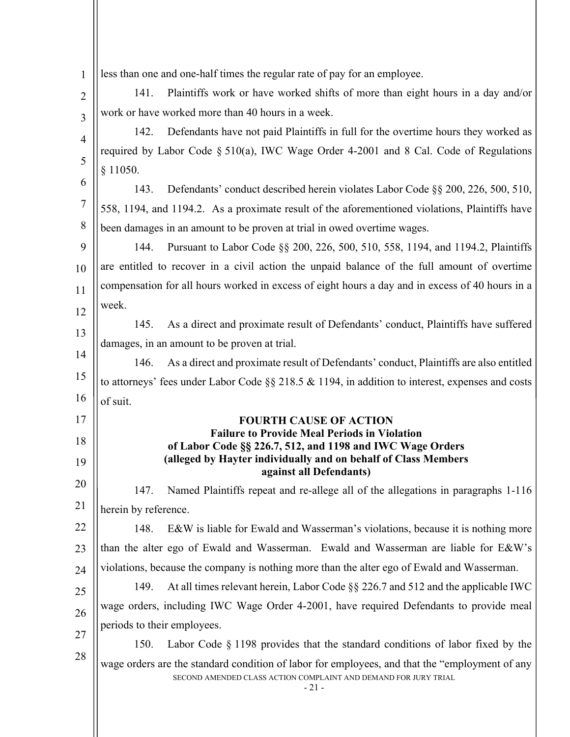less than one and one-half times the regular rate of pay for an employee.

141. Plaintiffs work or have worked shifts of more than eight hours in a day and/or work or have worked more than 40 hours in a week.

142. Defendants have not paid Plaintiffs in full for the overtime hours they worked as required by Labor Code § 510(a), IWC Wage Order 4-2001 and 8 Cal. Code of Regulations § 11050.

143. Defendants' conduct described herein violates Labor Code §§ 200, 226, 500, 510, 558, 1194, and 1194.2. As a proximate result of the aforementioned violations, Plaintiffs have been damages in an amount to be proven at trial in owed overtime wages.

144. Pursuant to Labor Code §§ 200, 226, 500, 510, 558, 1194, and 1194.2, Plaintiffs are entitled to recover in a civil action the unpaid balance of the full amount of overtime compensation for all hours worked in excess of eight hours a day and in excess of 40 hours in a week.

145. As a direct and proximate result of Defendants' conduct, Plaintiffs have suffered damages, in an amount to be proven at trial.

146. As a direct and proximate result of Defendants' conduct, Plaintiffs are also entitled to attorneys' fees under Labor Code §§ 218.5 & 1194, in addition to interest, expenses and costs of suit.

**FOURTH CAUSE OF ACTION**
**Failure to Provide Meal Periods in Violation of Labor Code §§ 226.7, 512, and 1198 and IWC Wage Orders (alleged by Hayter individually and on behalf of Class Members against all Defendants)**

147. Named Plaintiffs repeat and re-allege all of the allegations in paragraphs 1-116 herein by reference.

148. E&W is liable for Ewald and Wasserman's violations, because it is nothing more than the alter ego of Ewald and Wasserman. Ewald and Wasserman are liable for E&W's violations, because the company is nothing more than the alter ego of Ewald and Wasserman.

149. At all times relevant herein, Labor Code §§ 226.7 and 512 and the applicable IWC wage orders, including IWC Wage Order 4-2001, have required Defendants to provide meal periods to their employees.

150. Labor Code § 1198 provides that the standard conditions of labor fixed by the wage orders are the standard condition of labor for employees, and that the "employment of any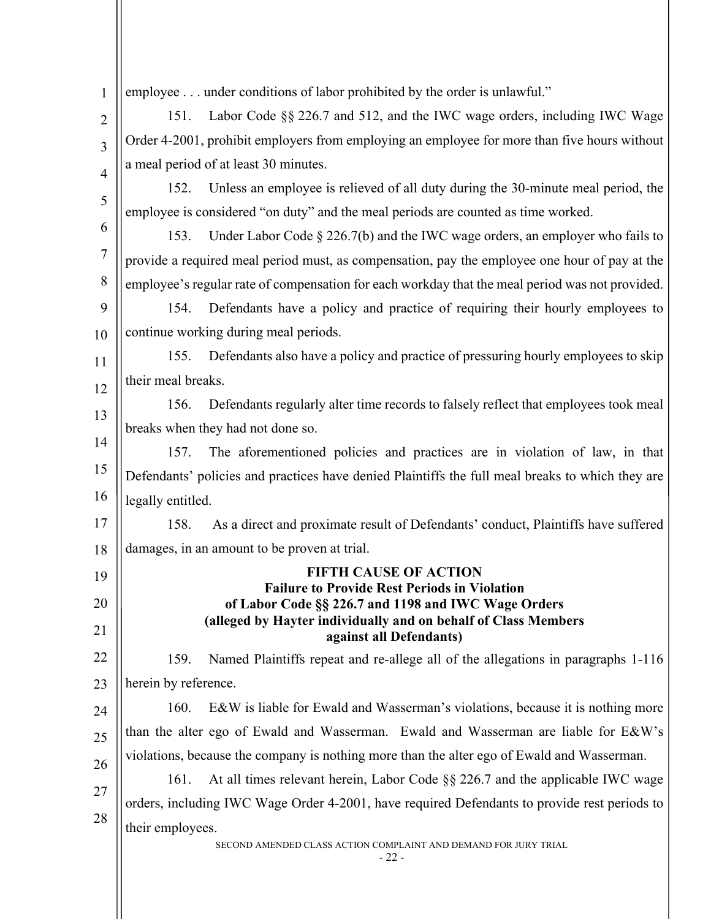employee . . . under conditions of labor prohibited by the order is unlawful."

151. Labor Code §§ 226.7 and 512, and the IWC wage orders, including IWC Wage Order 4-2001, prohibit employers from employing an employee for more than five hours without a meal period of at least 30 minutes.

152. Unless an employee is relieved of all duty during the 30-minute meal period, the employee is considered "on duty" and the meal periods are counted as time worked.

153. Under Labor Code § 226.7(b) and the IWC wage orders, an employer who fails to provide a required meal period must, as compensation, pay the employee one hour of pay at the employee's regular rate of compensation for each workday that the meal period was not provided.

154. Defendants have a policy and practice of requiring their hourly employees to continue working during meal periods.

155. Defendants also have a policy and practice of pressuring hourly employees to skip their meal breaks.

156. Defendants regularly alter time records to falsely reflect that employees took meal breaks when they had not done so.

157. The aforementioned policies and practices are in violation of law, in that Defendants' policies and practices have denied Plaintiffs the full meal breaks to which they are legally entitled.

158. As a direct and proximate result of Defendants' conduct, Plaintiffs have suffered damages, in an amount to be proven at trial.

**FIFTH CAUSE OF ACTION**
**Failure to Provide Rest Periods in Violation of Labor Code §§ 226.7 and 1198 and IWC Wage Orders**
**(alleged by Hayter individually and on behalf of Class Members against all Defendants)**

159. Named Plaintiffs repeat and re-allege all of the allegations in paragraphs 1-116 herein by reference.

160. E&W is liable for Ewald and Wasserman's violations, because it is nothing more than the alter ego of Ewald and Wasserman. Ewald and Wasserman are liable for E&W's violations, because the company is nothing more than the alter ego of Ewald and Wasserman.

161. At all times relevant herein, Labor Code §§ 226.7 and the applicable IWC wage orders, including IWC Wage Order 4-2001, have required Defendants to provide rest periods to their employees.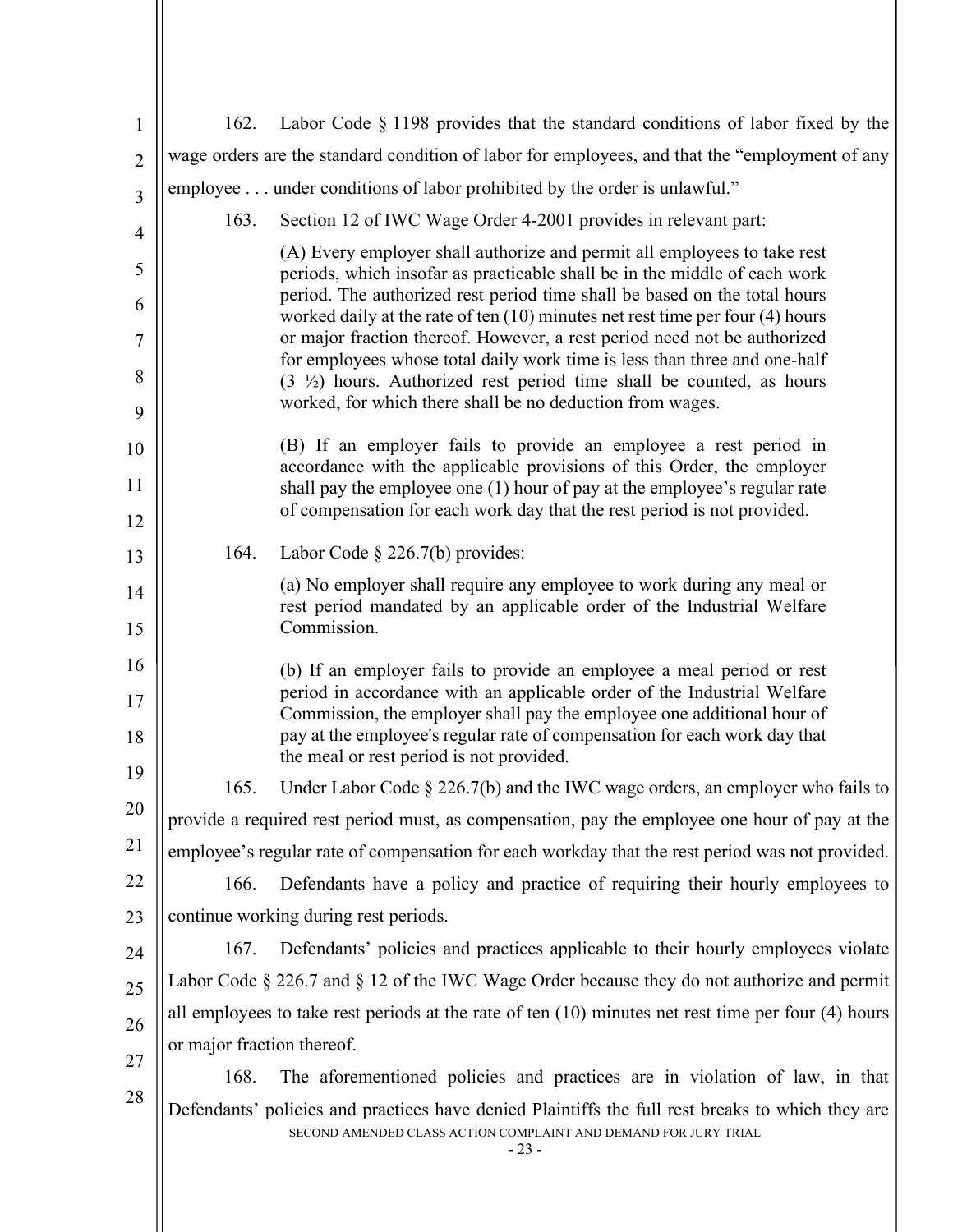162. Labor Code § 1198 provides that the standard conditions of labor fixed by the wage orders are the standard condition of labor for employees, and that the "employment of any employee . . . under conditions of labor prohibited by the order is unlawful."

163. Section 12 of IWC Wage Order 4-2001 provides in relevant part:

> (A) Every employer shall authorize and permit all employees to take rest periods, which insofar as practicable shall be in the middle of each work period. The authorized rest period time shall be based on the total hours worked daily at the rate of ten (10) minutes net rest time per four (4) hours or major fraction thereof. However, a rest period need not be authorized for employees whose total daily work time is less than three and one-half (3 ½) hours. Authorized rest period time shall be counted, as hours worked, for which there shall be no deduction from wages.
>
> (B) If an employer fails to provide an employee a rest period in accordance with the applicable provisions of this Order, the employer shall pay the employee one (1) hour of pay at the employee's regular rate of compensation for each work day that the rest period is not provided.

164. Labor Code § 226.7(b) provides:

> (a) No employer shall require any employee to work during any meal or rest period mandated by an applicable order of the Industrial Welfare Commission.
>
> (b) If an employer fails to provide an employee a meal period or rest period in accordance with an applicable order of the Industrial Welfare Commission, the employer shall pay the employee one additional hour of pay at the employee's regular rate of compensation for each work day that the meal or rest period is not provided.

165. Under Labor Code § 226.7(b) and the IWC wage orders, an employer who fails to provide a required rest period must, as compensation, pay the employee one hour of pay at the employee's regular rate of compensation for each workday that the rest period was not provided.

166. Defendants have a policy and practice of requiring their hourly employees to continue working during rest periods.

167. Defendants' policies and practices applicable to their hourly employees violate Labor Code § 226.7 and § 12 of the IWC Wage Order because they do not authorize and permit all employees to take rest periods at the rate of ten (10) minutes net rest time per four (4) hours or major fraction thereof.

168. The aforementioned policies and practices are in violation of law, in that Defendants' policies and practices have denied Plaintiffs the full rest breaks to which they are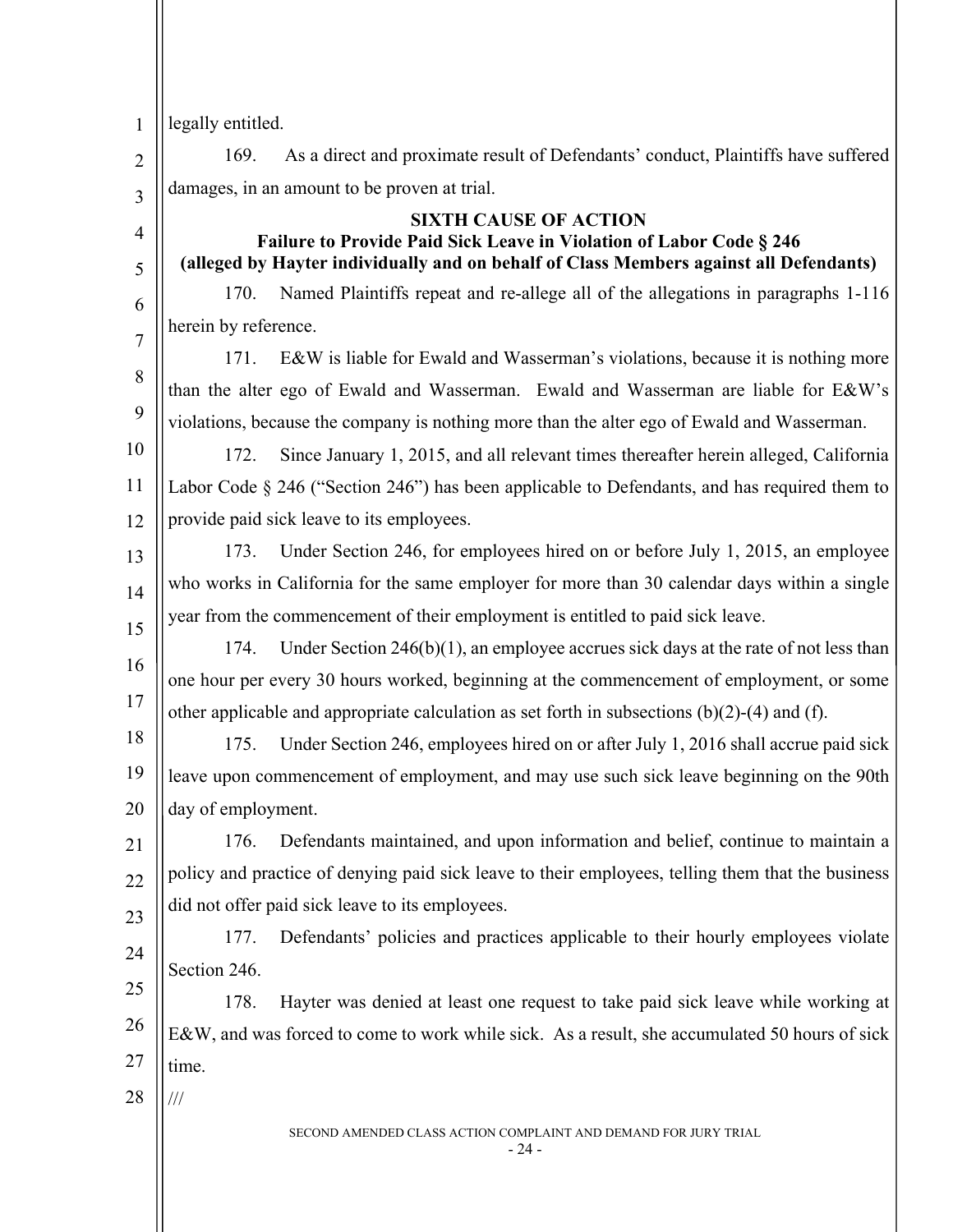legally entitled.

169. As a direct and proximate result of Defendants' conduct, Plaintiffs have suffered damages, in an amount to be proven at trial.

**SIXTH CAUSE OF ACTION**
**Failure to Provide Paid Sick Leave in Violation of Labor Code § 246**
**(alleged by Hayter individually and on behalf of Class Members against all Defendants)**

170. Named Plaintiffs repeat and re-allege all of the allegations in paragraphs 1-116 herein by reference.

171. E&W is liable for Ewald and Wasserman's violations, because it is nothing more than the alter ego of Ewald and Wasserman. Ewald and Wasserman are liable for E&W's violations, because the company is nothing more than the alter ego of Ewald and Wasserman.

172. Since January 1, 2015, and all relevant times thereafter herein alleged, California Labor Code § 246 ("Section 246") has been applicable to Defendants, and has required them to provide paid sick leave to its employees.

173. Under Section 246, for employees hired on or before July 1, 2015, an employee who works in California for the same employer for more than 30 calendar days within a single year from the commencement of their employment is entitled to paid sick leave.

174. Under Section 246(b)(1), an employee accrues sick days at the rate of not less than one hour per every 30 hours worked, beginning at the commencement of employment, or some other applicable and appropriate calculation as set forth in subsections (b)(2)-(4) and (f).

175. Under Section 246, employees hired on or after July 1, 2016 shall accrue paid sick leave upon commencement of employment, and may use such sick leave beginning on the 90th day of employment.

176. Defendants maintained, and upon information and belief, continue to maintain a policy and practice of denying paid sick leave to their employees, telling them that the business did not offer paid sick leave to its employees.

177. Defendants' policies and practices applicable to their hourly employees violate Section 246.

178. Hayter was denied at least one request to take paid sick leave while working at E&W, and was forced to come to work while sick. As a result, she accumulated 50 hours of sick time.

///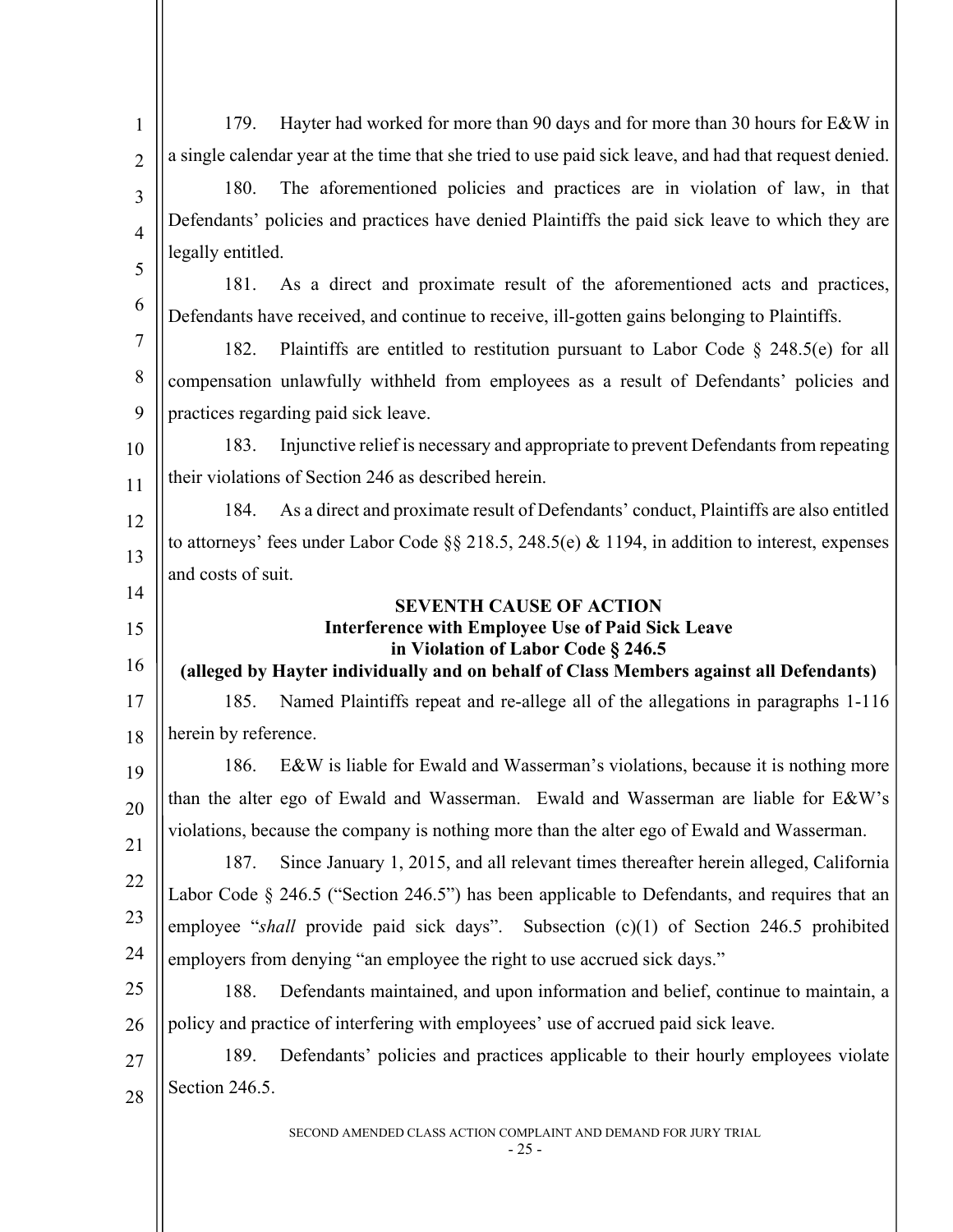179. Hayter had worked for more than 90 days and for more than 30 hours for E&W in a single calendar year at the time that she tried to use paid sick leave, and had that request denied.

180. The aforementioned policies and practices are in violation of law, in that Defendants' policies and practices have denied Plaintiffs the paid sick leave to which they are legally entitled.

181. As a direct and proximate result of the aforementioned acts and practices, Defendants have received, and continue to receive, ill-gotten gains belonging to Plaintiffs.

182. Plaintiffs are entitled to restitution pursuant to Labor Code § 248.5(e) for all compensation unlawfully withheld from employees as a result of Defendants' policies and practices regarding paid sick leave.

183. Injunctive relief is necessary and appropriate to prevent Defendants from repeating their violations of Section 246 as described herein.

184. As a direct and proximate result of Defendants' conduct, Plaintiffs are also entitled to attorneys' fees under Labor Code §§ 218.5, 248.5(e) & 1194, in addition to interest, expenses and costs of suit.

**SEVENTH CAUSE OF ACTION**
**Interference with Employee Use of Paid Sick Leave in Violation of Labor Code § 246.5**
**(alleged by Hayter individually and on behalf of Class Members against all Defendants)**

185. Named Plaintiffs repeat and re-allege all of the allegations in paragraphs 1-116 herein by reference.

186. E&W is liable for Ewald and Wasserman's violations, because it is nothing more than the alter ego of Ewald and Wasserman. Ewald and Wasserman are liable for E&W's violations, because the company is nothing more than the alter ego of Ewald and Wasserman.

187. Since January 1, 2015, and all relevant times thereafter herein alleged, California Labor Code § 246.5 ("Section 246.5") has been applicable to Defendants, and requires that an employee "*shall* provide paid sick days". Subsection (c)(1) of Section 246.5 prohibited employers from denying "an employee the right to use accrued sick days."

188. Defendants maintained, and upon information and belief, continue to maintain, a policy and practice of interfering with employees' use of accrued paid sick leave.

189. Defendants' policies and practices applicable to their hourly employees violate Section 246.5.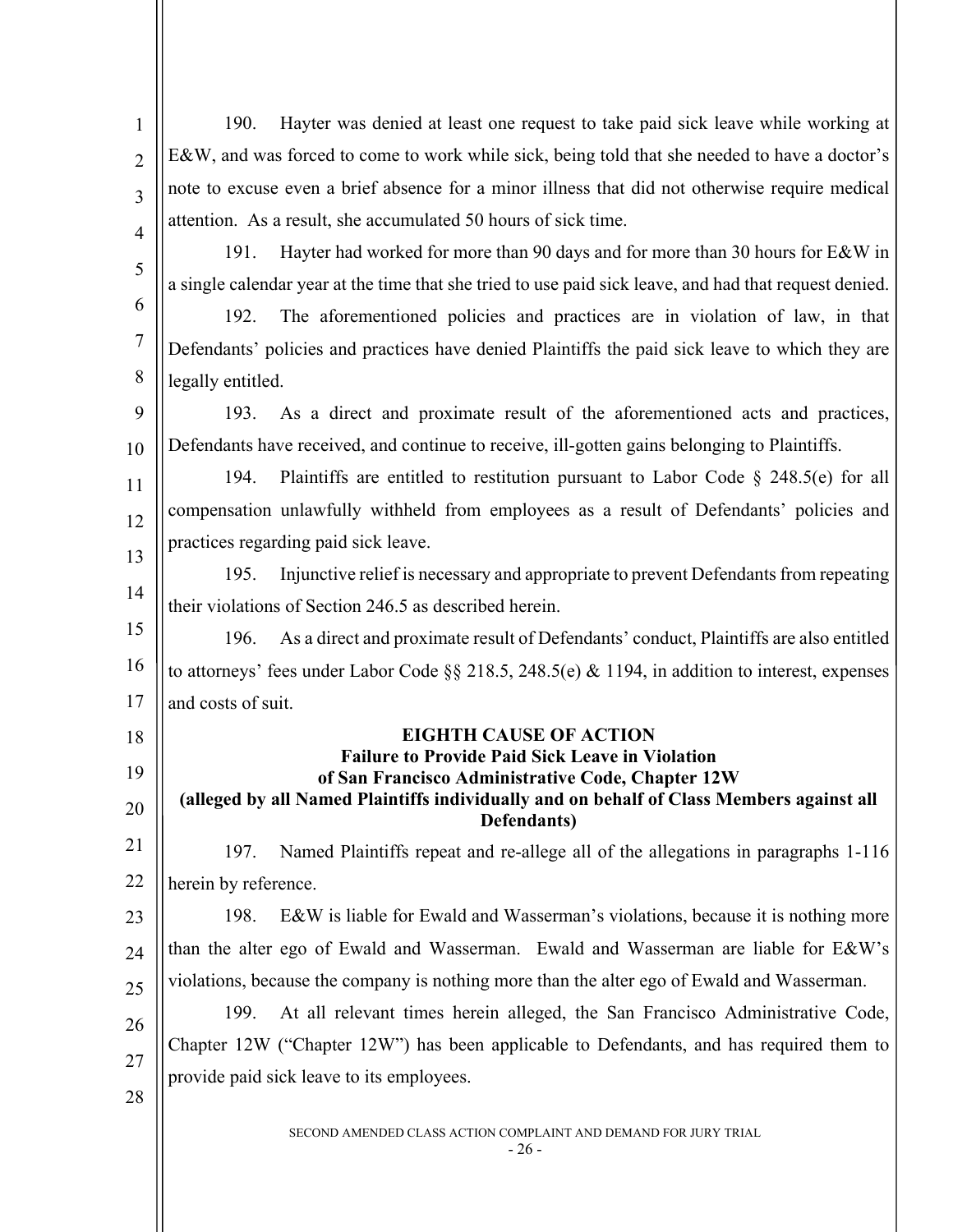190. Hayter was denied at least one request to take paid sick leave while working at E&W, and was forced to come to work while sick, being told that she needed to have a doctor's note to excuse even a brief absence for a minor illness that did not otherwise require medical attention. As a result, she accumulated 50 hours of sick time.

191. Hayter had worked for more than 90 days and for more than 30 hours for E&W in a single calendar year at the time that she tried to use paid sick leave, and had that request denied.

192. The aforementioned policies and practices are in violation of law, in that Defendants' policies and practices have denied Plaintiffs the paid sick leave to which they are legally entitled.

193. As a direct and proximate result of the aforementioned acts and practices, Defendants have received, and continue to receive, ill-gotten gains belonging to Plaintiffs.

194. Plaintiffs are entitled to restitution pursuant to Labor Code § 248.5(e) for all compensation unlawfully withheld from employees as a result of Defendants' policies and practices regarding paid sick leave.

195. Injunctive relief is necessary and appropriate to prevent Defendants from repeating their violations of Section 246.5 as described herein.

196. As a direct and proximate result of Defendants' conduct, Plaintiffs are also entitled to attorneys' fees under Labor Code §§ 218.5, 248.5(e) & 1194, in addition to interest, expenses and costs of suit.

**EIGHTH CAUSE OF ACTION**
**Failure to Provide Paid Sick Leave in Violation of San Francisco Administrative Code, Chapter 12W**
**(alleged by all Named Plaintiffs individually and on behalf of Class Members against all Defendants)**

197. Named Plaintiffs repeat and re-allege all of the allegations in paragraphs 1-116 herein by reference.

198. E&W is liable for Ewald and Wasserman's violations, because it is nothing more than the alter ego of Ewald and Wasserman. Ewald and Wasserman are liable for E&W's violations, because the company is nothing more than the alter ego of Ewald and Wasserman.

199. At all relevant times herein alleged, the San Francisco Administrative Code, Chapter 12W ("Chapter 12W") has been applicable to Defendants, and has required them to provide paid sick leave to its employees.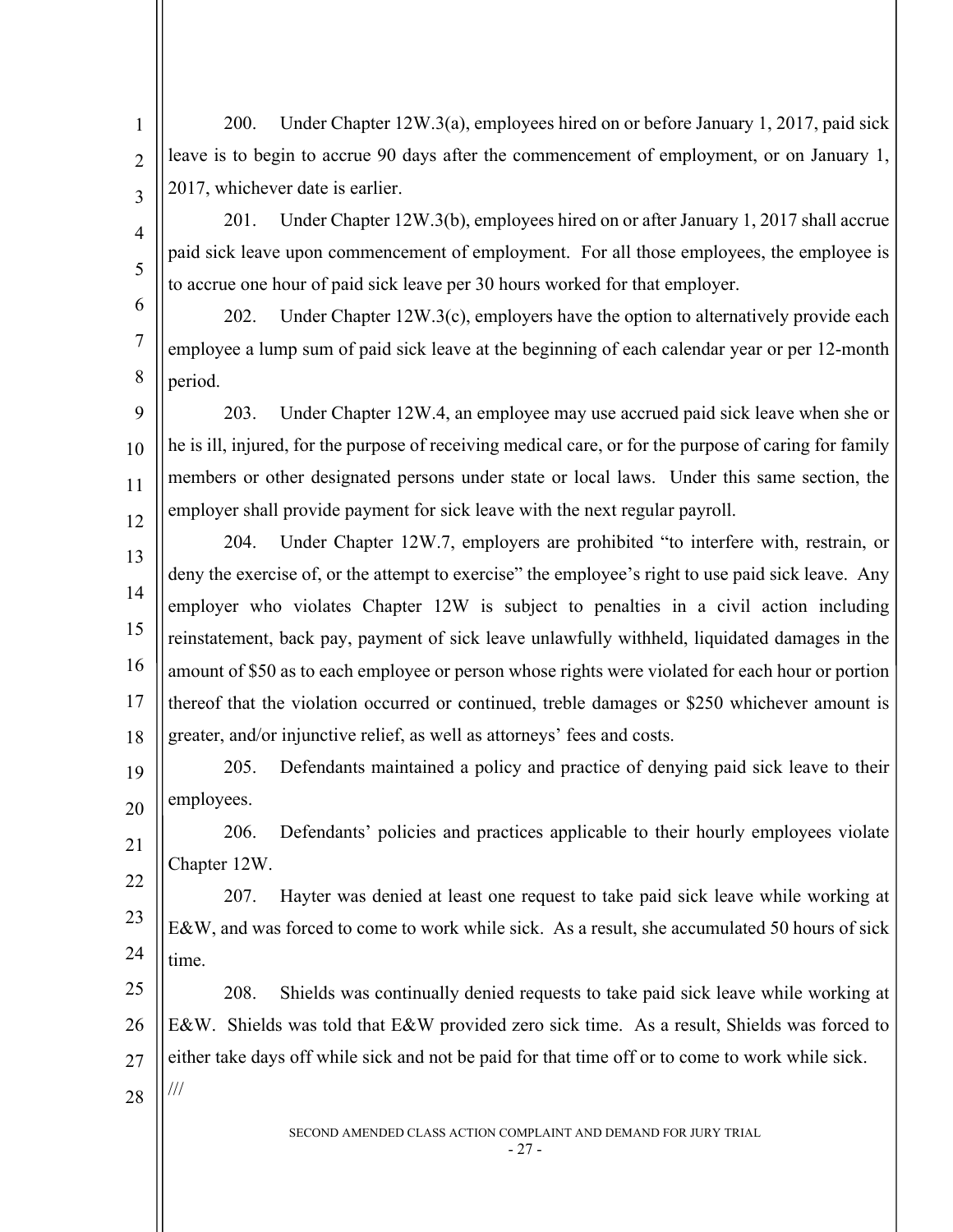200. Under Chapter 12W.3(a), employees hired on or before January 1, 2017, paid sick leave is to begin to accrue 90 days after the commencement of employment, or on January 1, 2017, whichever date is earlier.

201. Under Chapter 12W.3(b), employees hired on or after January 1, 2017 shall accrue paid sick leave upon commencement of employment. For all those employees, the employee is to accrue one hour of paid sick leave per 30 hours worked for that employer.

202. Under Chapter 12W.3(c), employers have the option to alternatively provide each employee a lump sum of paid sick leave at the beginning of each calendar year or per 12-month period.

203. Under Chapter 12W.4, an employee may use accrued paid sick leave when she or he is ill, injured, for the purpose of receiving medical care, or for the purpose of caring for family members or other designated persons under state or local laws. Under this same section, the employer shall provide payment for sick leave with the next regular payroll.

204. Under Chapter 12W.7, employers are prohibited "to interfere with, restrain, or deny the exercise of, or the attempt to exercise" the employee's right to use paid sick leave. Any employer who violates Chapter 12W is subject to penalties in a civil action including reinstatement, back pay, payment of sick leave unlawfully withheld, liquidated damages in the amount of $50 as to each employee or person whose rights were violated for each hour or portion thereof that the violation occurred or continued, treble damages or $250 whichever amount is greater, and/or injunctive relief, as well as attorneys' fees and costs.

205. Defendants maintained a policy and practice of denying paid sick leave to their employees.

206. Defendants' policies and practices applicable to their hourly employees violate Chapter 12W.

207. Hayter was denied at least one request to take paid sick leave while working at E&W, and was forced to come to work while sick. As a result, she accumulated 50 hours of sick time.

208. Shields was continually denied requests to take paid sick leave while working at E&W. Shields was told that E&W provided zero sick time. As a result, Shields was forced to either take days off while sick and not be paid for that time off or to come to work while sick.

///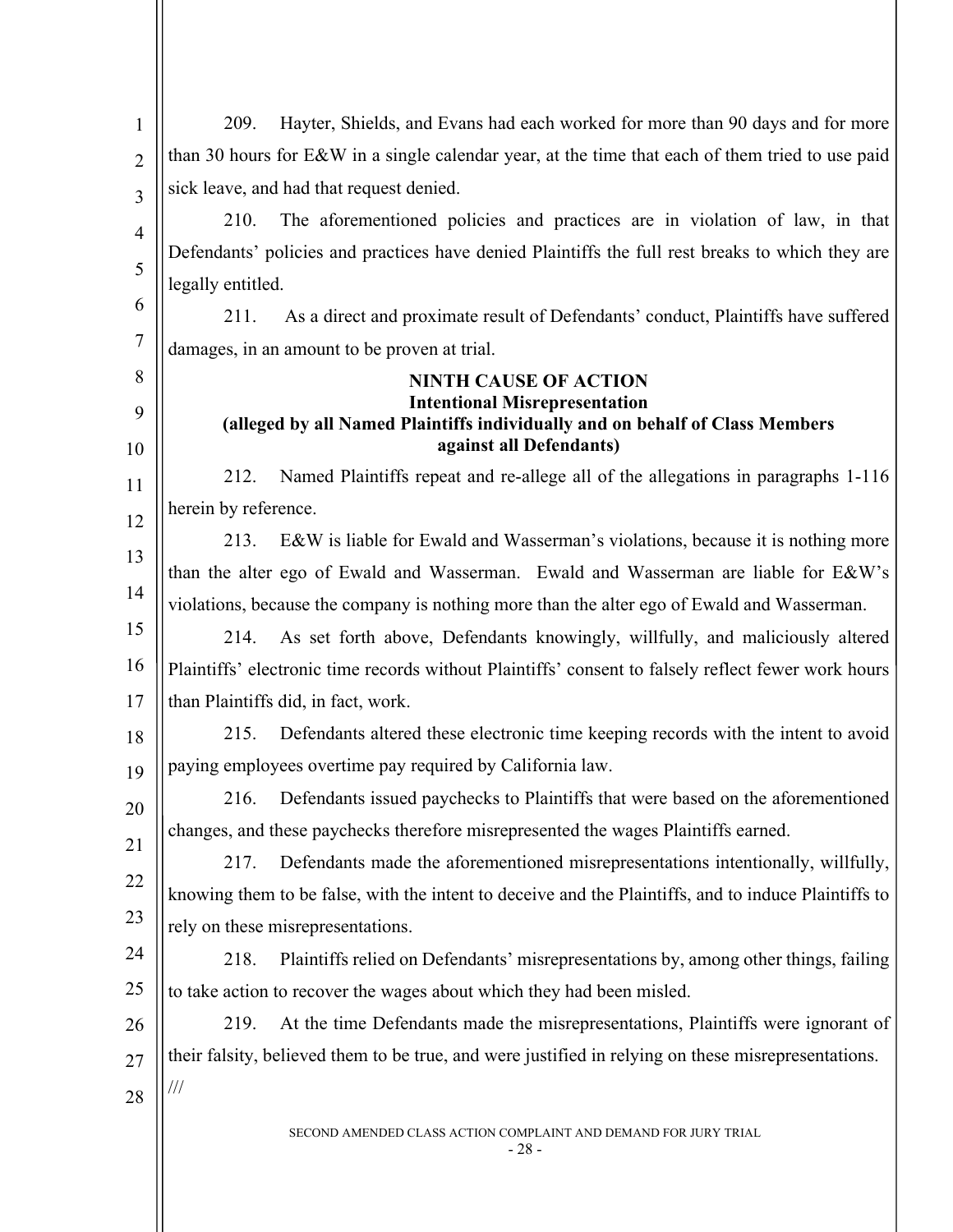209. Hayter, Shields, and Evans had each worked for more than 90 days and for more than 30 hours for E&W in a single calendar year, at the time that each of them tried to use paid sick leave, and had that request denied.

210. The aforementioned policies and practices are in violation of law, in that Defendants' policies and practices have denied Plaintiffs the full rest breaks to which they are legally entitled.

211. As a direct and proximate result of Defendants' conduct, Plaintiffs have suffered damages, in an amount to be proven at trial.

**NINTH CAUSE OF ACTION**
**Intentional Misrepresentation**
**(alleged by all Named Plaintiffs individually and on behalf of Class Members against all Defendants)**

212. Named Plaintiffs repeat and re-allege all of the allegations in paragraphs 1-116 herein by reference.

213. E&W is liable for Ewald and Wasserman's violations, because it is nothing more than the alter ego of Ewald and Wasserman. Ewald and Wasserman are liable for E&W's violations, because the company is nothing more than the alter ego of Ewald and Wasserman.

214. As set forth above, Defendants knowingly, willfully, and maliciously altered Plaintiffs' electronic time records without Plaintiffs' consent to falsely reflect fewer work hours than Plaintiffs did, in fact, work.

215. Defendants altered these electronic time keeping records with the intent to avoid paying employees overtime pay required by California law.

216. Defendants issued paychecks to Plaintiffs that were based on the aforementioned changes, and these paychecks therefore misrepresented the wages Plaintiffs earned.

217. Defendants made the aforementioned misrepresentations intentionally, willfully, knowing them to be false, with the intent to deceive and the Plaintiffs, and to induce Plaintiffs to rely on these misrepresentations.

218. Plaintiffs relied on Defendants' misrepresentations by, among other things, failing to take action to recover the wages about which they had been misled.

219. At the time Defendants made the misrepresentations, Plaintiffs were ignorant of their falsity, believed them to be true, and were justified in relying on these misrepresentations.

///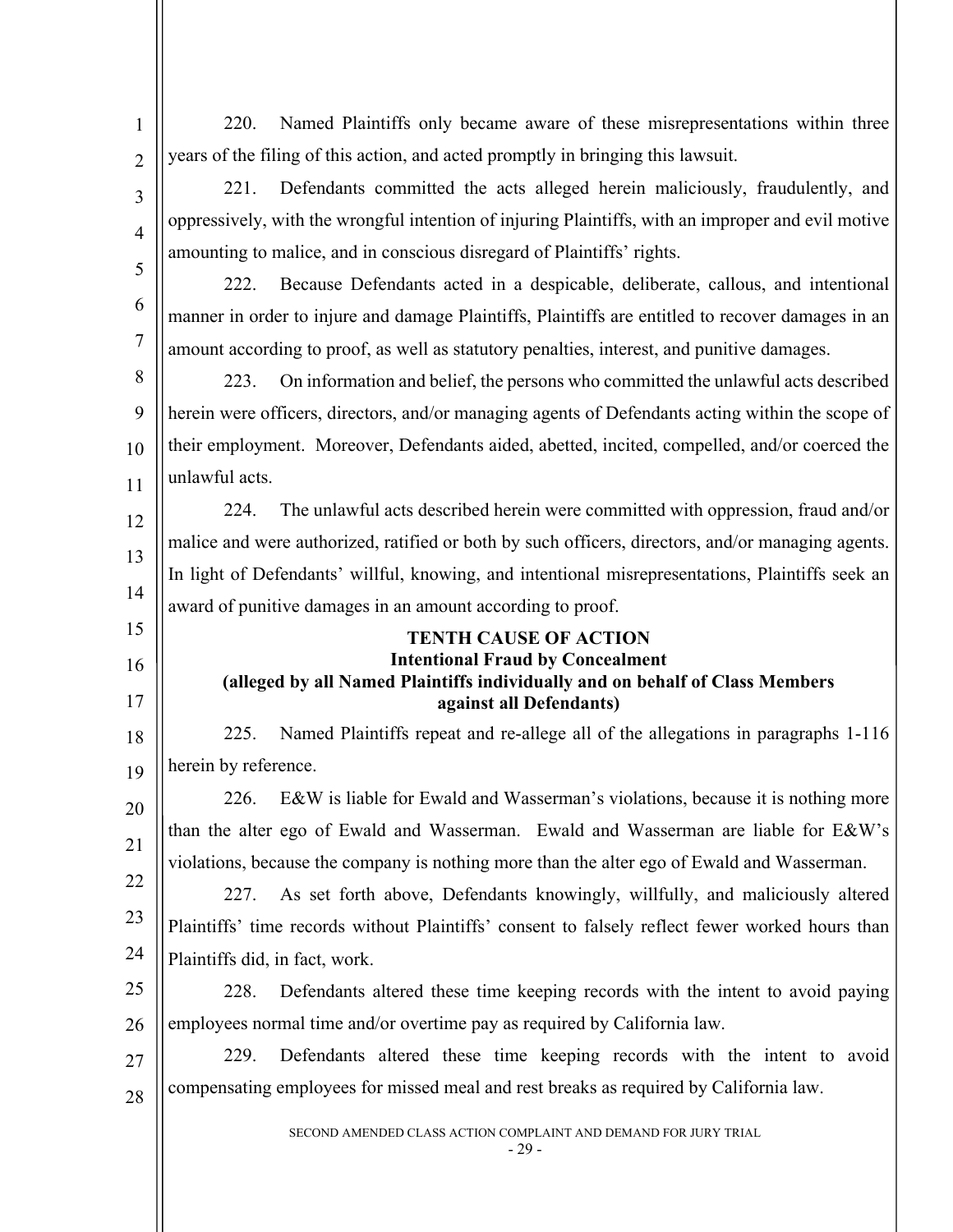220. Named Plaintiffs only became aware of these misrepresentations within three years of the filing of this action, and acted promptly in bringing this lawsuit.

221. Defendants committed the acts alleged herein maliciously, fraudulently, and oppressively, with the wrongful intention of injuring Plaintiffs, with an improper and evil motive amounting to malice, and in conscious disregard of Plaintiffs' rights.

222. Because Defendants acted in a despicable, deliberate, callous, and intentional manner in order to injure and damage Plaintiffs, Plaintiffs are entitled to recover damages in an amount according to proof, as well as statutory penalties, interest, and punitive damages.

223. On information and belief, the persons who committed the unlawful acts described herein were officers, directors, and/or managing agents of Defendants acting within the scope of their employment. Moreover, Defendants aided, abetted, incited, compelled, and/or coerced the unlawful acts.

224. The unlawful acts described herein were committed with oppression, fraud and/or malice and were authorized, ratified or both by such officers, directors, and/or managing agents. In light of Defendants' willful, knowing, and intentional misrepresentations, Plaintiffs seek an award of punitive damages in an amount according to proof.

**TENTH CAUSE OF ACTION**
**Intentional Fraud by Concealment**
**(alleged by all Named Plaintiffs individually and on behalf of Class Members against all Defendants)**

225. Named Plaintiffs repeat and re-allege all of the allegations in paragraphs 1-116 herein by reference.

226. E&W is liable for Ewald and Wasserman's violations, because it is nothing more than the alter ego of Ewald and Wasserman. Ewald and Wasserman are liable for E&W's violations, because the company is nothing more than the alter ego of Ewald and Wasserman.

227. As set forth above, Defendants knowingly, willfully, and maliciously altered Plaintiffs' time records without Plaintiffs' consent to falsely reflect fewer worked hours than Plaintiffs did, in fact, work.

228. Defendants altered these time keeping records with the intent to avoid paying employees normal time and/or overtime pay as required by California law.

229. Defendants altered these time keeping records with the intent to avoid compensating employees for missed meal and rest breaks as required by California law.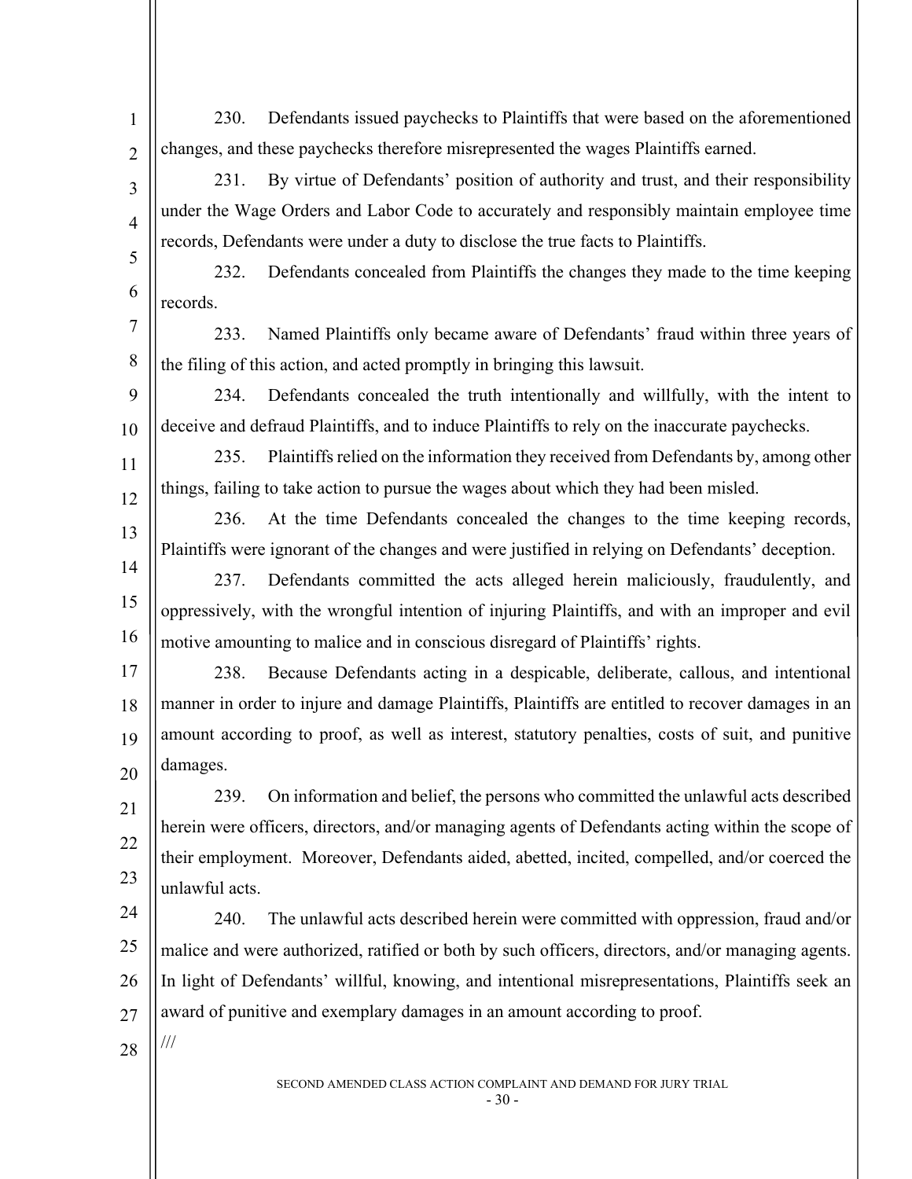230. Defendants issued paychecks to Plaintiffs that were based on the aforementioned changes, and these paychecks therefore misrepresented the wages Plaintiffs earned.

231. By virtue of Defendants' position of authority and trust, and their responsibility under the Wage Orders and Labor Code to accurately and responsibly maintain employee time records, Defendants were under a duty to disclose the true facts to Plaintiffs.

232. Defendants concealed from Plaintiffs the changes they made to the time keeping records.

233. Named Plaintiffs only became aware of Defendants' fraud within three years of the filing of this action, and acted promptly in bringing this lawsuit.

234. Defendants concealed the truth intentionally and willfully, with the intent to deceive and defraud Plaintiffs, and to induce Plaintiffs to rely on the inaccurate paychecks.

235. Plaintiffs relied on the information they received from Defendants by, among other things, failing to take action to pursue the wages about which they had been misled.

236. At the time Defendants concealed the changes to the time keeping records, Plaintiffs were ignorant of the changes and were justified in relying on Defendants' deception.

237. Defendants committed the acts alleged herein maliciously, fraudulently, and oppressively, with the wrongful intention of injuring Plaintiffs, and with an improper and evil motive amounting to malice and in conscious disregard of Plaintiffs' rights.

238. Because Defendants acting in a despicable, deliberate, callous, and intentional manner in order to injure and damage Plaintiffs, Plaintiffs are entitled to recover damages in an amount according to proof, as well as interest, statutory penalties, costs of suit, and punitive damages.

239. On information and belief, the persons who committed the unlawful acts described herein were officers, directors, and/or managing agents of Defendants acting within the scope of their employment. Moreover, Defendants aided, abetted, incited, compelled, and/or coerced the unlawful acts.

240. The unlawful acts described herein were committed with oppression, fraud and/or malice and were authorized, ratified or both by such officers, directors, and/or managing agents. In light of Defendants' willful, knowing, and intentional misrepresentations, Plaintiffs seek an award of punitive and exemplary damages in an amount according to proof.

///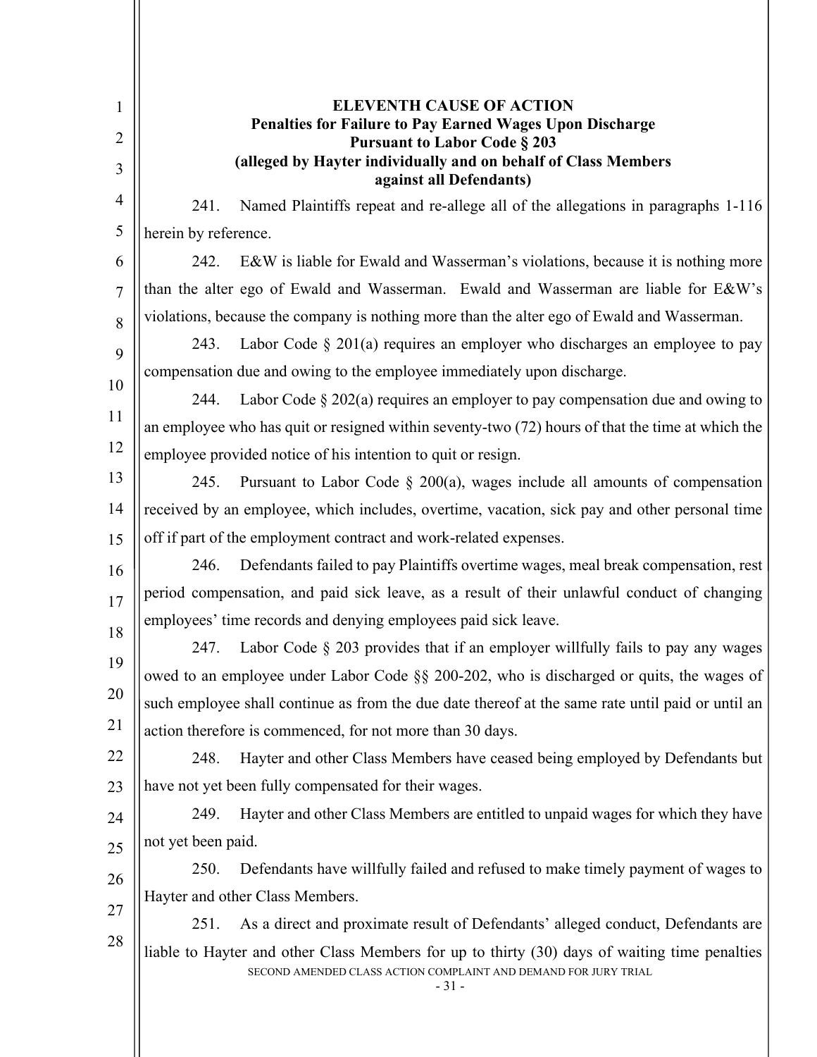**ELEVENTH CAUSE OF ACTION**
**Penalties for Failure to Pay Earned Wages Upon Discharge**
**Pursuant to Labor Code § 203**
**(alleged by Hayter individually and on behalf of Class Members against all Defendants)**

241. Named Plaintiffs repeat and re-allege all of the allegations in paragraphs 1-116 herein by reference.

242. E&W is liable for Ewald and Wasserman's violations, because it is nothing more than the alter ego of Ewald and Wasserman. Ewald and Wasserman are liable for E&W's violations, because the company is nothing more than the alter ego of Ewald and Wasserman.

243. Labor Code § 201(a) requires an employer who discharges an employee to pay compensation due and owing to the employee immediately upon discharge.

244. Labor Code § 202(a) requires an employer to pay compensation due and owing to an employee who has quit or resigned within seventy-two (72) hours of that the time at which the employee provided notice of his intention to quit or resign.

245. Pursuant to Labor Code § 200(a), wages include all amounts of compensation received by an employee, which includes, overtime, vacation, sick pay and other personal time off if part of the employment contract and work-related expenses.

246. Defendants failed to pay Plaintiffs overtime wages, meal break compensation, rest period compensation, and paid sick leave, as a result of their unlawful conduct of changing employees' time records and denying employees paid sick leave.

247. Labor Code § 203 provides that if an employer willfully fails to pay any wages owed to an employee under Labor Code §§ 200-202, who is discharged or quits, the wages of such employee shall continue as from the due date thereof at the same rate until paid or until an action therefore is commenced, for not more than 30 days.

248. Hayter and other Class Members have ceased being employed by Defendants but have not yet been fully compensated for their wages.

249. Hayter and other Class Members are entitled to unpaid wages for which they have not yet been paid.

250. Defendants have willfully failed and refused to make timely payment of wages to Hayter and other Class Members.

251. As a direct and proximate result of Defendants' alleged conduct, Defendants are liable to Hayter and other Class Members for up to thirty (30) days of waiting time penalties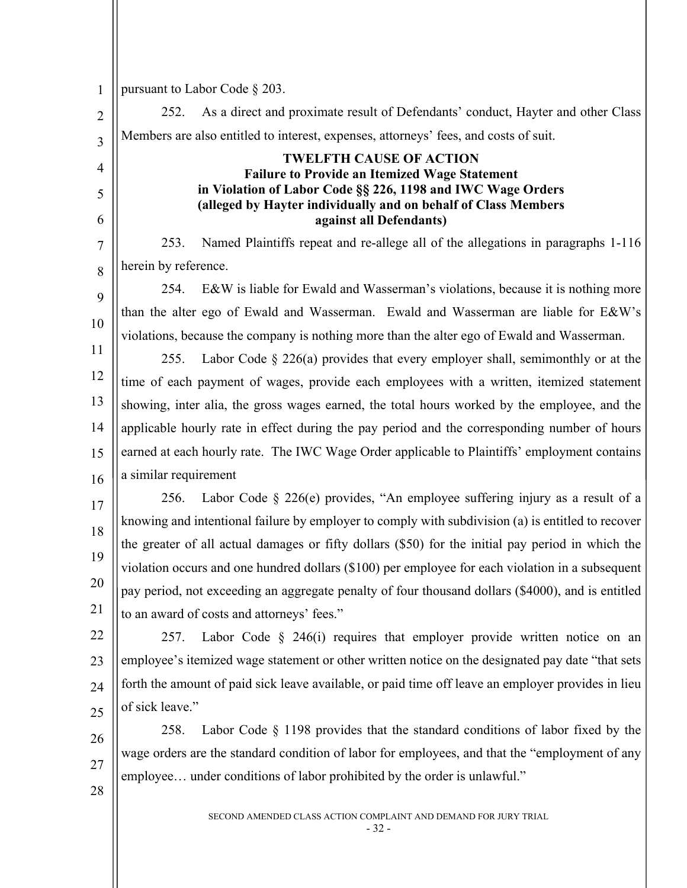pursuant to Labor Code § 203.

252. As a direct and proximate result of Defendants' conduct, Hayter and other Class Members are also entitled to interest, expenses, attorneys' fees, and costs of suit.

**TWELFTH CAUSE OF ACTION**
**Failure to Provide an Itemized Wage Statement in Violation of Labor Code §§ 226, 1198 and IWC Wage Orders (alleged by Hayter individually and on behalf of Class Members against all Defendants)**

253. Named Plaintiffs repeat and re-allege all of the allegations in paragraphs 1-116 herein by reference.

254. E&W is liable for Ewald and Wasserman's violations, because it is nothing more than the alter ego of Ewald and Wasserman. Ewald and Wasserman are liable for E&W's violations, because the company is nothing more than the alter ego of Ewald and Wasserman.

255. Labor Code § 226(a) provides that every employer shall, semimonthly or at the time of each payment of wages, provide each employees with a written, itemized statement showing, inter alia, the gross wages earned, the total hours worked by the employee, and the applicable hourly rate in effect during the pay period and the corresponding number of hours earned at each hourly rate. The IWC Wage Order applicable to Plaintiffs' employment contains a similar requirement

256. Labor Code § 226(e) provides, "An employee suffering injury as a result of a knowing and intentional failure by employer to comply with subdivision (a) is entitled to recover the greater of all actual damages or fifty dollars ($50) for the initial pay period in which the violation occurs and one hundred dollars ($100) per employee for each violation in a subsequent pay period, not exceeding an aggregate penalty of four thousand dollars ($4000), and is entitled to an award of costs and attorneys' fees."

257. Labor Code § 246(i) requires that employer provide written notice on an employee's itemized wage statement or other written notice on the designated pay date "that sets forth the amount of paid sick leave available, or paid time off leave an employer provides in lieu of sick leave."

258. Labor Code § 1198 provides that the standard conditions of labor fixed by the wage orders are the standard condition of labor for employees, and that the "employment of any employee… under conditions of labor prohibited by the order is unlawful."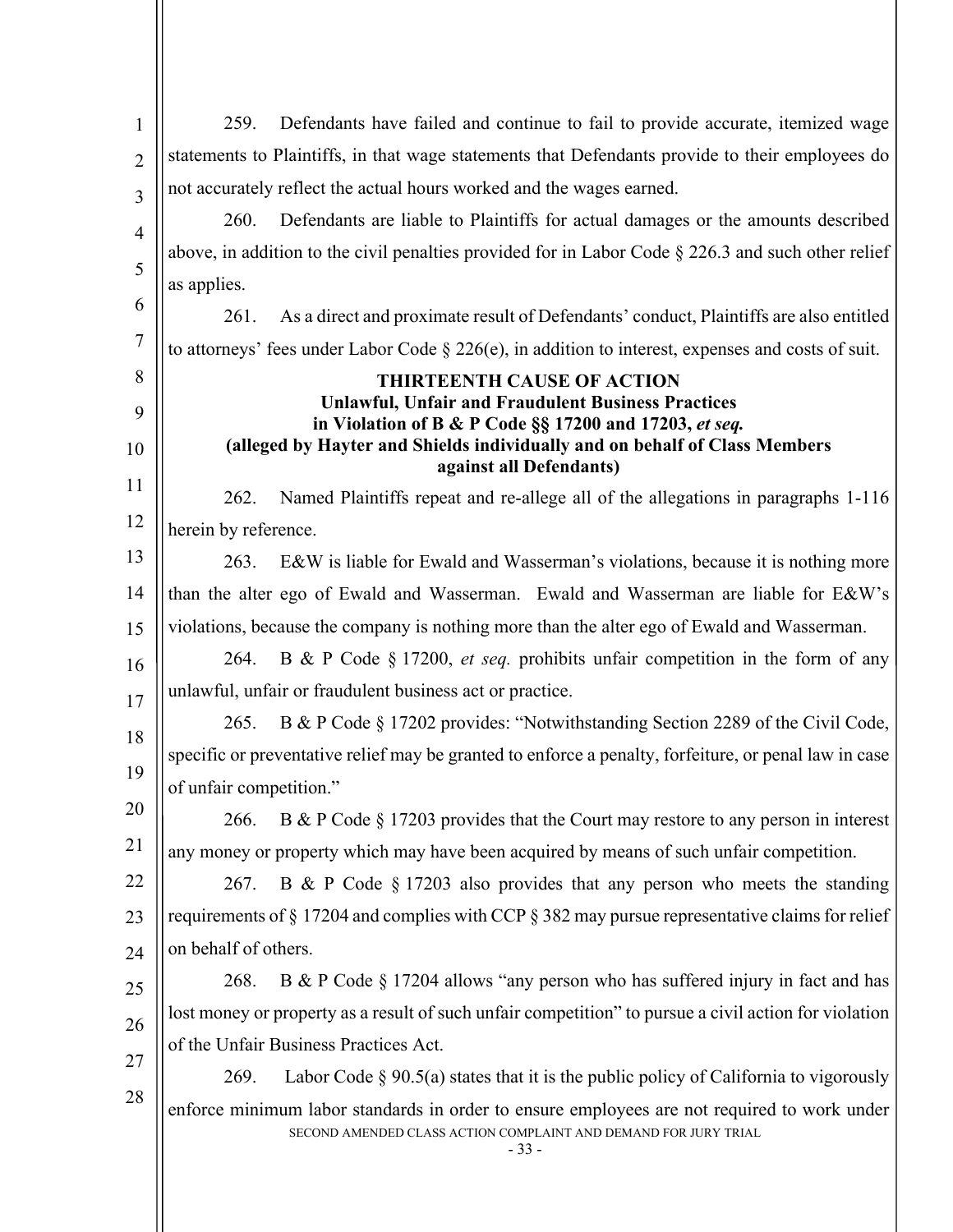259. Defendants have failed and continue to fail to provide accurate, itemized wage statements to Plaintiffs, in that wage statements that Defendants provide to their employees do not accurately reflect the actual hours worked and the wages earned.

260. Defendants are liable to Plaintiffs for actual damages or the amounts described above, in addition to the civil penalties provided for in Labor Code § 226.3 and such other relief as applies.

261. As a direct and proximate result of Defendants' conduct, Plaintiffs are also entitled to attorneys' fees under Labor Code § 226(e), in addition to interest, expenses and costs of suit.

**THIRTEENTH CAUSE OF ACTION**
**Unlawful, Unfair and Fraudulent Business Practices**
**in Violation of B & P Code §§ 17200 and 17203, *et seq.***
**(alleged by Hayter and Shields individually and on behalf of Class Members against all Defendants)**

262. Named Plaintiffs repeat and re-allege all of the allegations in paragraphs 1-116 herein by reference.

263. E&W is liable for Ewald and Wasserman's violations, because it is nothing more than the alter ego of Ewald and Wasserman. Ewald and Wasserman are liable for E&W's violations, because the company is nothing more than the alter ego of Ewald and Wasserman.

264. B & P Code § 17200, *et seq.* prohibits unfair competition in the form of any unlawful, unfair or fraudulent business act or practice.

265. B & P Code § 17202 provides: "Notwithstanding Section 2289 of the Civil Code, specific or preventative relief may be granted to enforce a penalty, forfeiture, or penal law in case of unfair competition."

266. B & P Code § 17203 provides that the Court may restore to any person in interest any money or property which may have been acquired by means of such unfair competition.

267. B & P Code § 17203 also provides that any person who meets the standing requirements of § 17204 and complies with CCP § 382 may pursue representative claims for relief on behalf of others.

268. B & P Code § 17204 allows "any person who has suffered injury in fact and has lost money or property as a result of such unfair competition" to pursue a civil action for violation of the Unfair Business Practices Act.

269. Labor Code § 90.5(a) states that it is the public policy of California to vigorously enforce minimum labor standards in order to ensure employees are not required to work under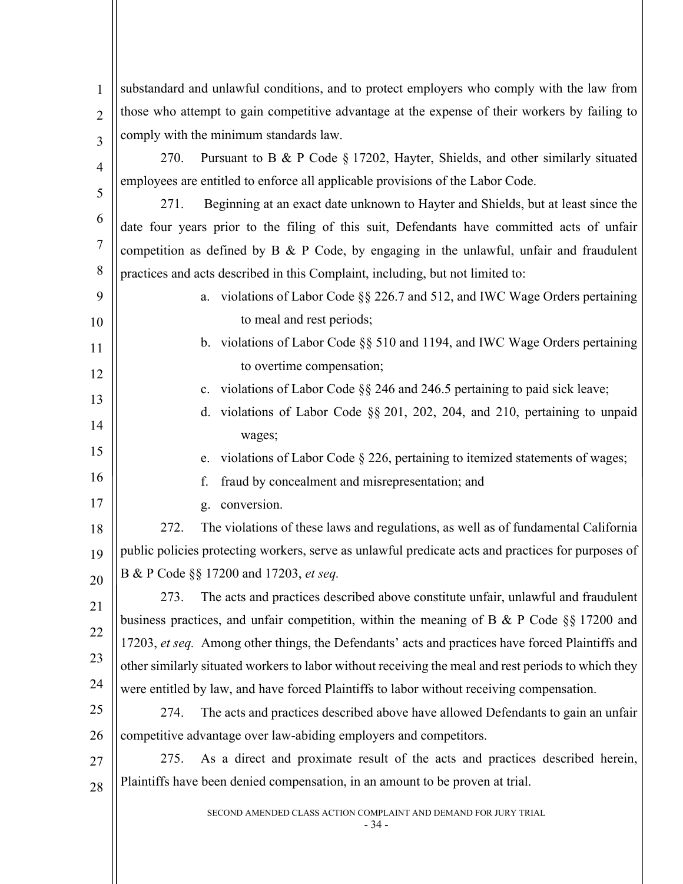substandard and unlawful conditions, and to protect employers who comply with the law from those who attempt to gain competitive advantage at the expense of their workers by failing to comply with the minimum standards law.

270. Pursuant to B & P Code § 17202, Hayter, Shields, and other similarly situated employees are entitled to enforce all applicable provisions of the Labor Code.

271. Beginning at an exact date unknown to Hayter and Shields, but at least since the date four years prior to the filing of this suit, Defendants have committed acts of unfair competition as defined by B & P Code, by engaging in the unlawful, unfair and fraudulent practices and acts described in this Complaint, including, but not limited to:

a. violations of Labor Code §§ 226.7 and 512, and IWC Wage Orders pertaining to meal and rest periods;
b. violations of Labor Code §§ 510 and 1194, and IWC Wage Orders pertaining to overtime compensation;
c. violations of Labor Code §§ 246 and 246.5 pertaining to paid sick leave;
d. violations of Labor Code §§ 201, 202, 204, and 210, pertaining to unpaid wages;
e. violations of Labor Code § 226, pertaining to itemized statements of wages;
f. fraud by concealment and misrepresentation; and
g. conversion.

272. The violations of these laws and regulations, as well as of fundamental California public policies protecting workers, serve as unlawful predicate acts and practices for purposes of B & P Code §§ 17200 and 17203, *et seq.*

273. The acts and practices described above constitute unfair, unlawful and fraudulent business practices, and unfair competition, within the meaning of B & P Code §§ 17200 and 17203, *et seq.* Among other things, the Defendants' acts and practices have forced Plaintiffs and other similarly situated workers to labor without receiving the meal and rest periods to which they were entitled by law, and have forced Plaintiffs to labor without receiving compensation.

274. The acts and practices described above have allowed Defendants to gain an unfair competitive advantage over law-abiding employers and competitors.

275. As a direct and proximate result of the acts and practices described herein, Plaintiffs have been denied compensation, in an amount to be proven at trial.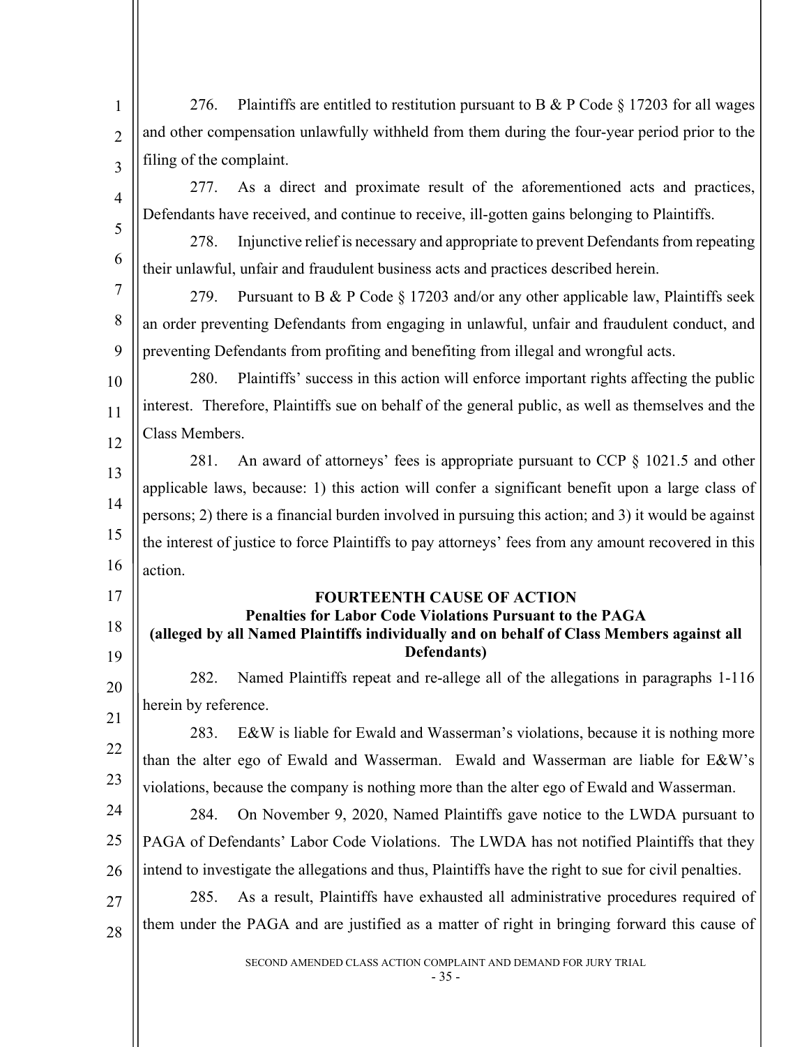276. Plaintiffs are entitled to restitution pursuant to B & P Code § 17203 for all wages and other compensation unlawfully withheld from them during the four-year period prior to the filing of the complaint.

277. As a direct and proximate result of the aforementioned acts and practices, Defendants have received, and continue to receive, ill-gotten gains belonging to Plaintiffs.

278. Injunctive relief is necessary and appropriate to prevent Defendants from repeating their unlawful, unfair and fraudulent business acts and practices described herein.

279. Pursuant to B & P Code § 17203 and/or any other applicable law, Plaintiffs seek an order preventing Defendants from engaging in unlawful, unfair and fraudulent conduct, and preventing Defendants from profiting and benefiting from illegal and wrongful acts.

280. Plaintiffs' success in this action will enforce important rights affecting the public interest. Therefore, Plaintiffs sue on behalf of the general public, as well as themselves and the Class Members.

281. An award of attorneys' fees is appropriate pursuant to CCP § 1021.5 and other applicable laws, because: 1) this action will confer a significant benefit upon a large class of persons; 2) there is a financial burden involved in pursuing this action; and 3) it would be against the interest of justice to force Plaintiffs to pay attorneys' fees from any amount recovered in this action.

**FOURTEENTH CAUSE OF ACTION**
**Penalties for Labor Code Violations Pursuant to the PAGA**
**(alleged by all Named Plaintiffs individually and on behalf of Class Members against all Defendants)**

282. Named Plaintiffs repeat and re-allege all of the allegations in paragraphs 1-116 herein by reference.

283. E&W is liable for Ewald and Wasserman's violations, because it is nothing more than the alter ego of Ewald and Wasserman. Ewald and Wasserman are liable for E&W's violations, because the company is nothing more than the alter ego of Ewald and Wasserman.

284. On November 9, 2020, Named Plaintiffs gave notice to the LWDA pursuant to PAGA of Defendants' Labor Code Violations. The LWDA has not notified Plaintiffs that they intend to investigate the allegations and thus, Plaintiffs have the right to sue for civil penalties.

285. As a result, Plaintiffs have exhausted all administrative procedures required of them under the PAGA and are justified as a matter of right in bringing forward this cause of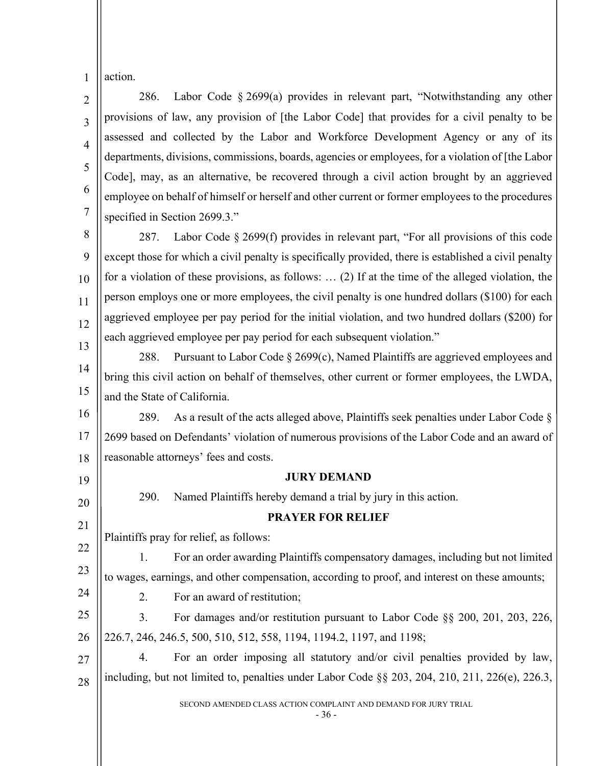action.

286. Labor Code § 2699(a) provides in relevant part, "Notwithstanding any other provisions of law, any provision of [the Labor Code] that provides for a civil penalty to be assessed and collected by the Labor and Workforce Development Agency or any of its departments, divisions, commissions, boards, agencies or employees, for a violation of [the Labor Code], may, as an alternative, be recovered through a civil action brought by an aggrieved employee on behalf of himself or herself and other current or former employees to the procedures specified in Section 2699.3."

287. Labor Code § 2699(f) provides in relevant part, "For all provisions of this code except those for which a civil penalty is specifically provided, there is established a civil penalty for a violation of these provisions, as follows: … (2) If at the time of the alleged violation, the person employs one or more employees, the civil penalty is one hundred dollars ($100) for each aggrieved employee per pay period for the initial violation, and two hundred dollars ($200) for each aggrieved employee per pay period for each subsequent violation."

288. Pursuant to Labor Code § 2699(c), Named Plaintiffs are aggrieved employees and bring this civil action on behalf of themselves, other current or former employees, the LWDA, and the State of California.

289. As a result of the acts alleged above, Plaintiffs seek penalties under Labor Code § 2699 based on Defendants' violation of numerous provisions of the Labor Code and an award of reasonable attorneys' fees and costs.

## JURY DEMAND

290. Named Plaintiffs hereby demand a trial by jury in this action.

## PRAYER FOR RELIEF

Plaintiffs pray for relief, as follows:

1. For an order awarding Plaintiffs compensatory damages, including but not limited to wages, earnings, and other compensation, according to proof, and interest on these amounts;

2. For an award of restitution;

3. For damages and/or restitution pursuant to Labor Code §§ 200, 201, 203, 226, 226.7, 246, 246.5, 500, 510, 512, 558, 1194, 1194.2, 1197, and 1198;

4. For an order imposing all statutory and/or civil penalties provided by law, including, but not limited to, penalties under Labor Code §§ 203, 204, 210, 211, 226(e), 226.3,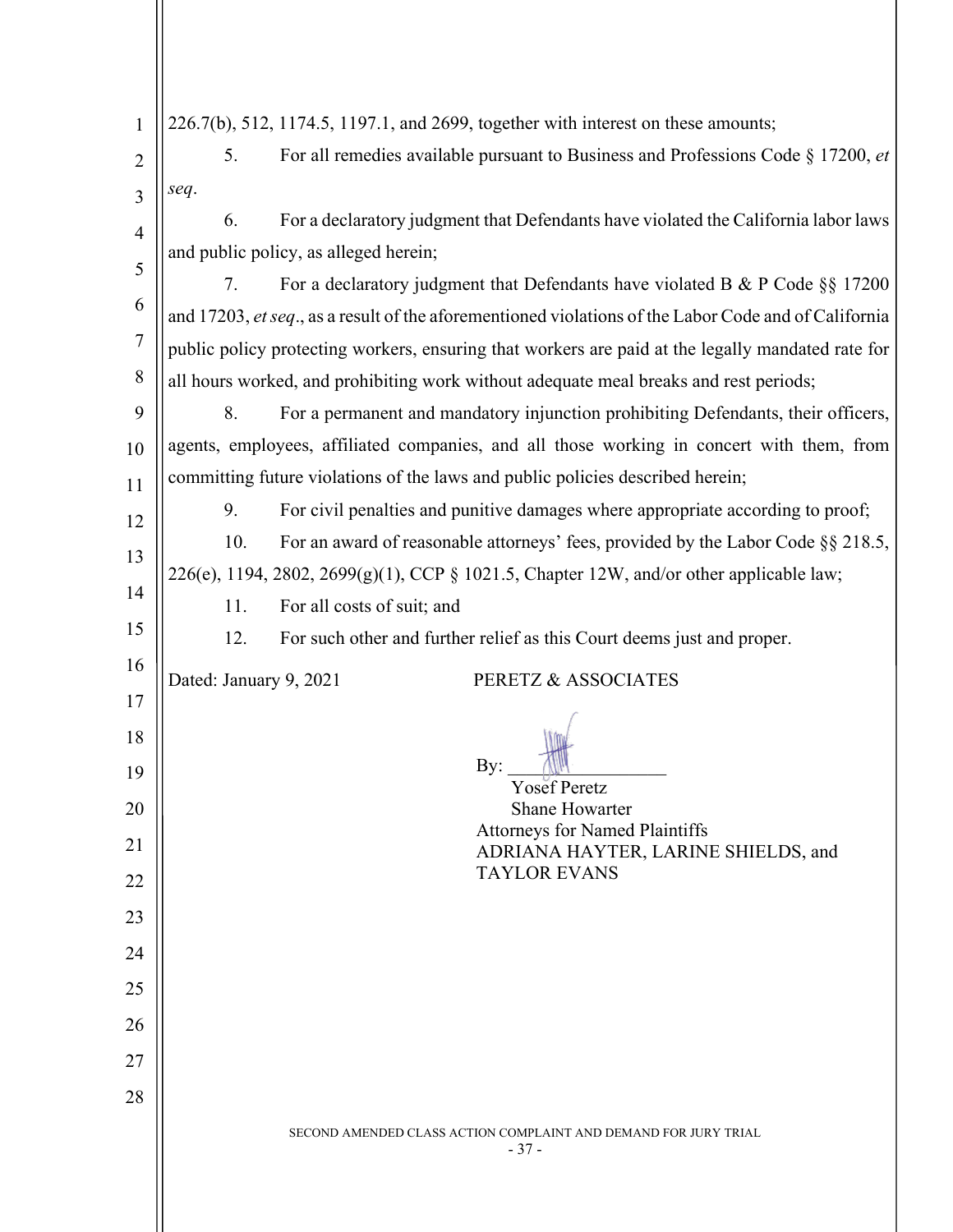226.7(b), 512, 1174.5, 1197.1, and 2699, together with interest on these amounts;

5. For all remedies available pursuant to Business and Professions Code § 17200, *et seq*.

6. For a declaratory judgment that Defendants have violated the California labor laws and public policy, as alleged herein;

7. For a declaratory judgment that Defendants have violated B & P Code §§ 17200 and 17203, *et seq*., as a result of the aforementioned violations of the Labor Code and of California public policy protecting workers, ensuring that workers are paid at the legally mandated rate for all hours worked, and prohibiting work without adequate meal breaks and rest periods;

8. For a permanent and mandatory injunction prohibiting Defendants, their officers, agents, employees, affiliated companies, and all those working in concert with them, from committing future violations of the laws and public policies described herein;

9. For civil penalties and punitive damages where appropriate according to proof;

10. For an award of reasonable attorneys' fees, provided by the Labor Code §§ 218.5, 226(e), 1194, 2802, 2699(g)(1), CCP § 1021.5, Chapter 12W, and/or other applicable law;

11. For all costs of suit; and

12. For such other and further relief as this Court deems just and proper.

Dated: January 9, 2021

PERETZ & ASSOCIATES

By: ___________________

Yosef Peretz
Shane Howarter
Attorneys for Named Plaintiffs
ADRIANA HAYTER, LARINE SHIELDS, and TAYLOR EVANS

SECOND AMENDED CLASS ACTION COMPLAINT AND DEMAND FOR JURY TRIAL